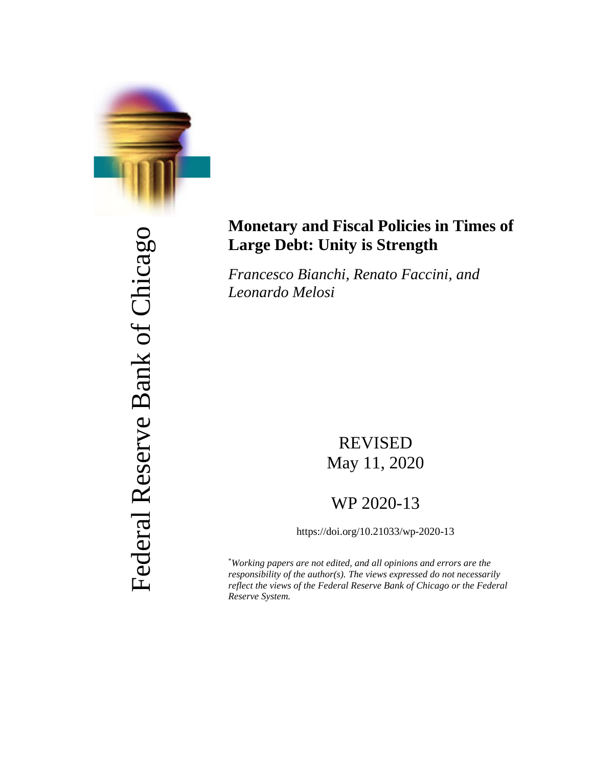Federal Reserve Bank of Chicago

# Monetary and Fiscal Policies in Times of Large Debt: Unity is Strength

*Francesco Bianchi, Renato Faccini, and Leonardo Melosi*

REVISED
May 11, 2020

WP 2020-13

https://doi.org/10.21033/wp-2020-13

*[*]Working papers are not edited, and all opinions and errors are the responsibility of the author(s). The views expressed do not necessarily reflect the views of the Federal Reserve Bank of Chicago or the Federal Reserve System.*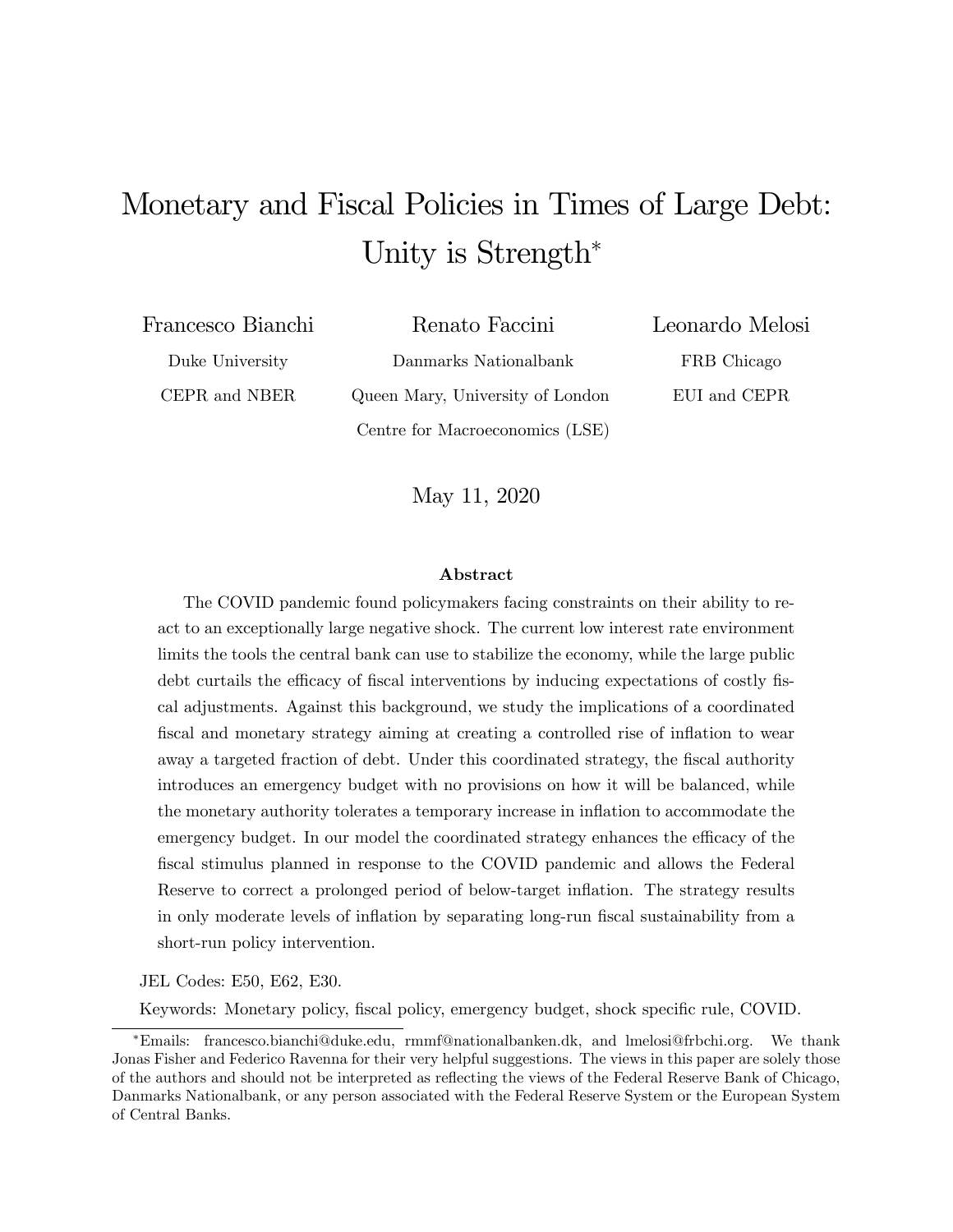# Monetary and Fiscal Policies in Times of Large Debt: Unity is Strength*

Francesco Bianchi
Duke University
CEPR and NBER

Renato Faccini
Danmarks Nationalbank
Queen Mary, University of London
Centre for Macroeconomics (LSE)

Leonardo Melosi
FRB Chicago
EUI and CEPR

May 11, 2020

### Abstract

The COVID pandemic found policymakers facing constraints on their ability to react to an exceptionally large negative shock. The current low interest rate environment limits the tools the central bank can use to stabilize the economy, while the large public debt curtails the efficacy of fiscal interventions by inducing expectations of costly fiscal adjustments. Against this background, we study the implications of a coordinated fiscal and monetary strategy aiming at creating a controlled rise of inflation to wear away a targeted fraction of debt. Under this coordinated strategy, the fiscal authority introduces an emergency budget with no provisions on how it will be balanced, while the monetary authority tolerates a temporary increase in inflation to accommodate the emergency budget. In our model the coordinated strategy enhances the efficacy of the fiscal stimulus planned in response to the COVID pandemic and allows the Federal Reserve to correct a prolonged period of below-target inflation. The strategy results in only moderate levels of inflation by separating long-run fiscal sustainability from a short-run policy intervention.

JEL Codes: E50, E62, E30.

Keywords: Monetary policy, fiscal policy, emergency budget, shock specific rule, COVID.

---

*Emails: francesco.bianchi@duke.edu, rmmf@nationalbanken.dk, and lmelosi@frbchi.org. We thank Jonas Fisher and Federico Ravenna for their very helpful suggestions. The views in this paper are solely those of the authors and should not be interpreted as reflecting the views of the Federal Reserve Bank of Chicago, Danmarks Nationalbank, or any person associated with the Federal Reserve System or the European System of Central Banks.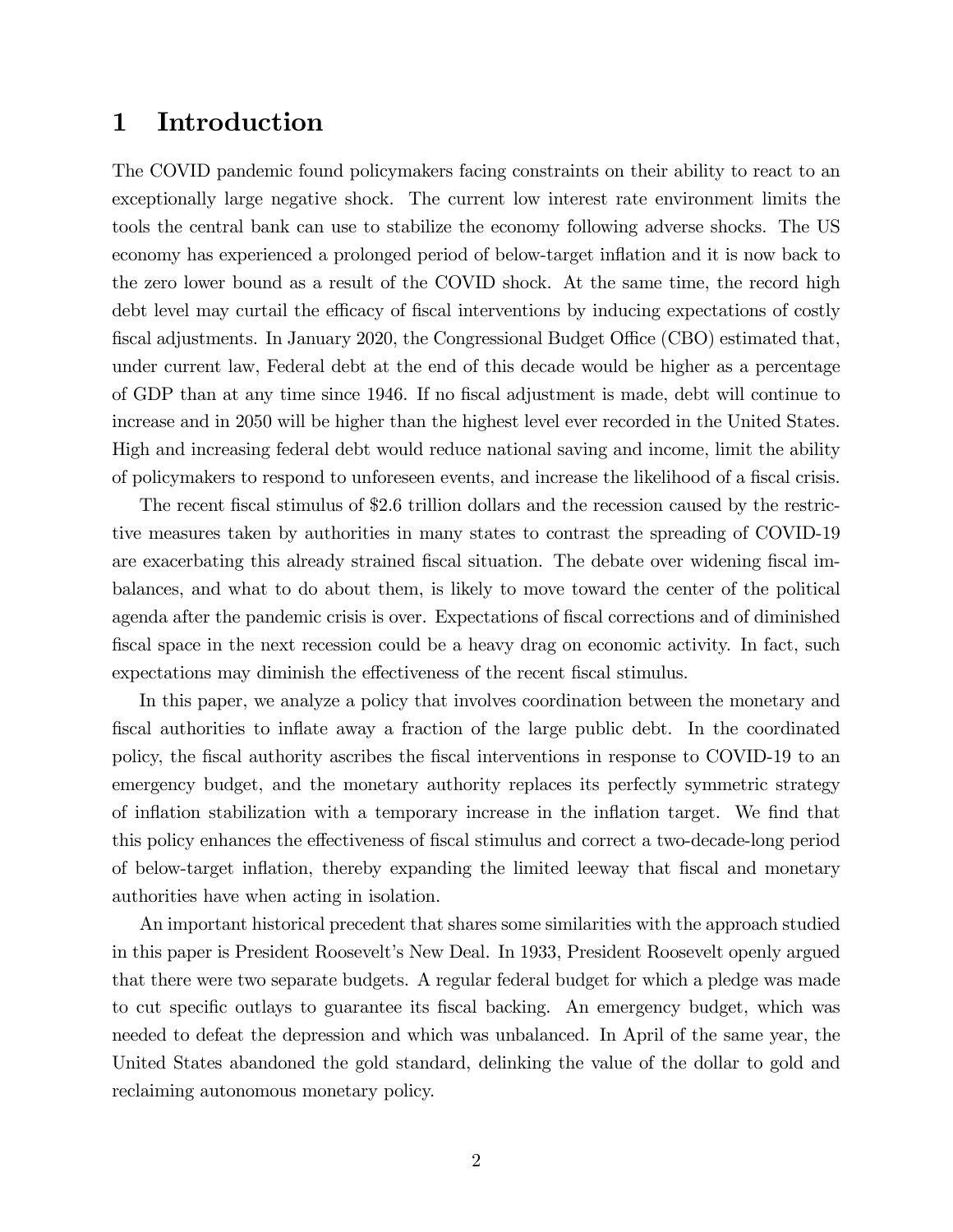# 1 Introduction

The COVID pandemic found policymakers facing constraints on their ability to react to an exceptionally large negative shock. The current low interest rate environment limits the tools the central bank can use to stabilize the economy following adverse shocks. The US economy has experienced a prolonged period of below-target inflation and it is now back to the zero lower bound as a result of the COVID shock. At the same time, the record high debt level may curtail the efficacy of fiscal interventions by inducing expectations of costly fiscal adjustments. In January 2020, the Congressional Budget Office (CBO) estimated that, under current law, Federal debt at the end of this decade would be higher as a percentage of GDP than at any time since 1946. If no fiscal adjustment is made, debt will continue to increase and in 2050 will be higher than the highest level ever recorded in the United States. High and increasing federal debt would reduce national saving and income, limit the ability of policymakers to respond to unforeseen events, and increase the likelihood of a fiscal crisis.

The recent fiscal stimulus of \$2.6 trillion dollars and the recession caused by the restrictive measures taken by authorities in many states to contrast the spreading of COVID-19 are exacerbating this already strained fiscal situation. The debate over widening fiscal imbalances, and what to do about them, is likely to move toward the center of the political agenda after the pandemic crisis is over. Expectations of fiscal corrections and of diminished fiscal space in the next recession could be a heavy drag on economic activity. In fact, such expectations may diminish the effectiveness of the recent fiscal stimulus.

In this paper, we analyze a policy that involves coordination between the monetary and fiscal authorities to inflate away a fraction of the large public debt. In the coordinated policy, the fiscal authority ascribes the fiscal interventions in response to COVID-19 to an emergency budget, and the monetary authority replaces its perfectly symmetric strategy of inflation stabilization with a temporary increase in the inflation target. We find that this policy enhances the effectiveness of fiscal stimulus and correct a two-decade-long period of below-target inflation, thereby expanding the limited leeway that fiscal and monetary authorities have when acting in isolation.

An important historical precedent that shares some similarities with the approach studied in this paper is President Roosevelt's New Deal. In 1933, President Roosevelt openly argued that there were two separate budgets. A regular federal budget for which a pledge was made to cut specific outlays to guarantee its fiscal backing. An emergency budget, which was needed to defeat the depression and which was unbalanced. In April of the same year, the United States abandoned the gold standard, delinking the value of the dollar to gold and reclaiming autonomous monetary policy.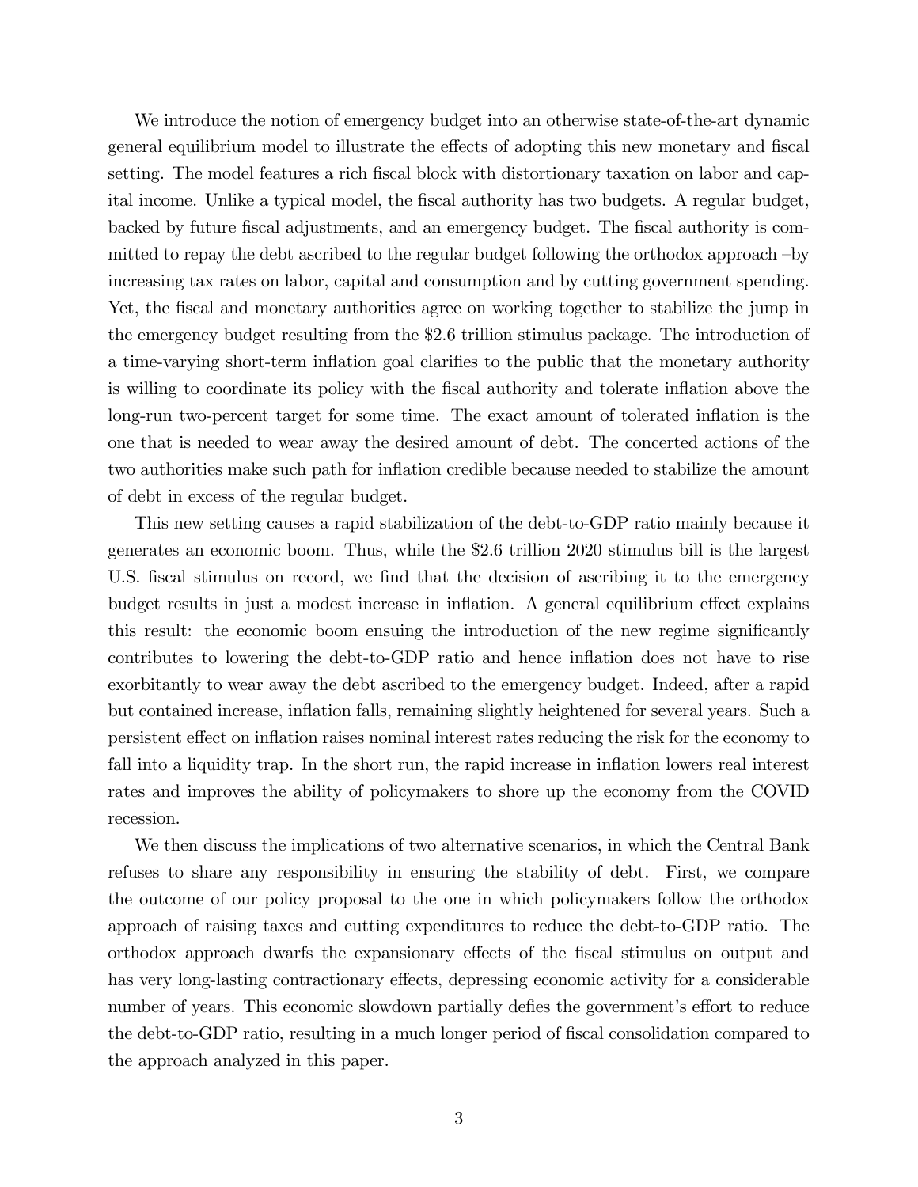We introduce the notion of emergency budget into an otherwise state-of-the-art dynamic general equilibrium model to illustrate the effects of adopting this new monetary and fiscal setting. The model features a rich fiscal block with distortionary taxation on labor and capital income. Unlike a typical model, the fiscal authority has two budgets. A regular budget, backed by future fiscal adjustments, and an emergency budget. The fiscal authority is committed to repay the debt ascribed to the regular budget following the orthodox approach –by increasing tax rates on labor, capital and consumption and by cutting government spending. Yet, the fiscal and monetary authorities agree on working together to stabilize the jump in the emergency budget resulting from the $2.6 trillion stimulus package. The introduction of a time-varying short-term inflation goal clarifies to the public that the monetary authority is willing to coordinate its policy with the fiscal authority and tolerate inflation above the long-run two-percent target for some time. The exact amount of tolerated inflation is the one that is needed to wear away the desired amount of debt. The concerted actions of the two authorities make such path for inflation credible because needed to stabilize the amount of debt in excess of the regular budget.

This new setting causes a rapid stabilization of the debt-to-GDP ratio mainly because it generates an economic boom. Thus, while the $2.6 trillion 2020 stimulus bill is the largest U.S. fiscal stimulus on record, we find that the decision of ascribing it to the emergency budget results in just a modest increase in inflation. A general equilibrium effect explains this result: the economic boom ensuing the introduction of the new regime significantly contributes to lowering the debt-to-GDP ratio and hence inflation does not have to rise exorbitantly to wear away the debt ascribed to the emergency budget. Indeed, after a rapid but contained increase, inflation falls, remaining slightly heightened for several years. Such a persistent effect on inflation raises nominal interest rates reducing the risk for the economy to fall into a liquidity trap. In the short run, the rapid increase in inflation lowers real interest rates and improves the ability of policymakers to shore up the economy from the COVID recession.

We then discuss the implications of two alternative scenarios, in which the Central Bank refuses to share any responsibility in ensuring the stability of debt. First, we compare the outcome of our policy proposal to the one in which policymakers follow the orthodox approach of raising taxes and cutting expenditures to reduce the debt-to-GDP ratio. The orthodox approach dwarfs the expansionary effects of the fiscal stimulus on output and has very long-lasting contractionary effects, depressing economic activity for a considerable number of years. This economic slowdown partially defies the government's effort to reduce the debt-to-GDP ratio, resulting in a much longer period of fiscal consolidation compared to the approach analyzed in this paper.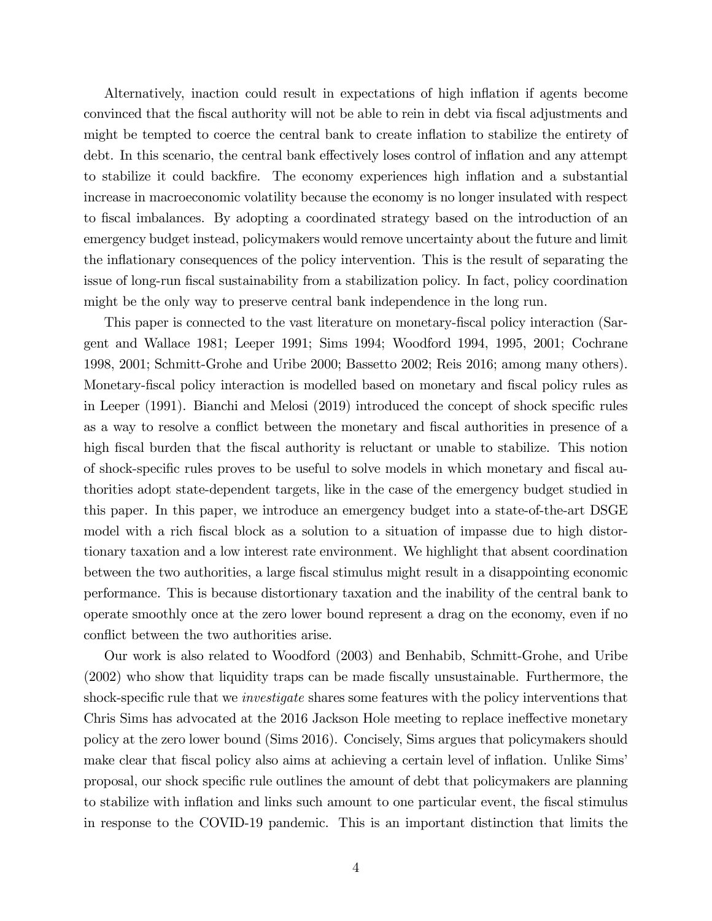Alternatively, inaction could result in expectations of high inflation if agents become convinced that the fiscal authority will not be able to rein in debt via fiscal adjustments and might be tempted to coerce the central bank to create inflation to stabilize the entirety of debt. In this scenario, the central bank effectively loses control of inflation and any attempt to stabilize it could backfire. The economy experiences high inflation and a substantial increase in macroeconomic volatility because the economy is no longer insulated with respect to fiscal imbalances. By adopting a coordinated strategy based on the introduction of an emergency budget instead, policymakers would remove uncertainty about the future and limit the inflationary consequences of the policy intervention. This is the result of separating the issue of long-run fiscal sustainability from a stabilization policy. In fact, policy coordination might be the only way to preserve central bank independence in the long run.

This paper is connected to the vast literature on monetary-fiscal policy interaction (Sargent and Wallace 1981; Leeper 1991; Sims 1994; Woodford 1994, 1995, 2001; Cochrane 1998, 2001; Schmitt-Grohe and Uribe 2000; Bassetto 2002; Reis 2016; among many others). Monetary-fiscal policy interaction is modelled based on monetary and fiscal policy rules as in Leeper (1991). Bianchi and Melosi (2019) introduced the concept of shock specific rules as a way to resolve a conflict between the monetary and fiscal authorities in presence of a high fiscal burden that the fiscal authority is reluctant or unable to stabilize. This notion of shock-specific rules proves to be useful to solve models in which monetary and fiscal authorities adopt state-dependent targets, like in the case of the emergency budget studied in this paper. In this paper, we introduce an emergency budget into a state-of-the-art DSGE model with a rich fiscal block as a solution to a situation of impasse due to high distortionary taxation and a low interest rate environment. We highlight that absent coordination between the two authorities, a large fiscal stimulus might result in a disappointing economic performance. This is because distortionary taxation and the inability of the central bank to operate smoothly once at the zero lower bound represent a drag on the economy, even if no conflict between the two authorities arise.

Our work is also related to Woodford (2003) and Benhabib, Schmitt-Grohe, and Uribe (2002) who show that liquidity traps can be made fiscally unsustainable. Furthermore, the shock-specific rule that we *investigate* shares some features with the policy interventions that Chris Sims has advocated at the 2016 Jackson Hole meeting to replace ineffective monetary policy at the zero lower bound (Sims 2016). Concisely, Sims argues that policymakers should make clear that fiscal policy also aims at achieving a certain level of inflation. Unlike Sims' proposal, our shock specific rule outlines the amount of debt that policymakers are planning to stabilize with inflation and links such amount to one particular event, the fiscal stimulus in response to the COVID-19 pandemic. This is an important distinction that limits the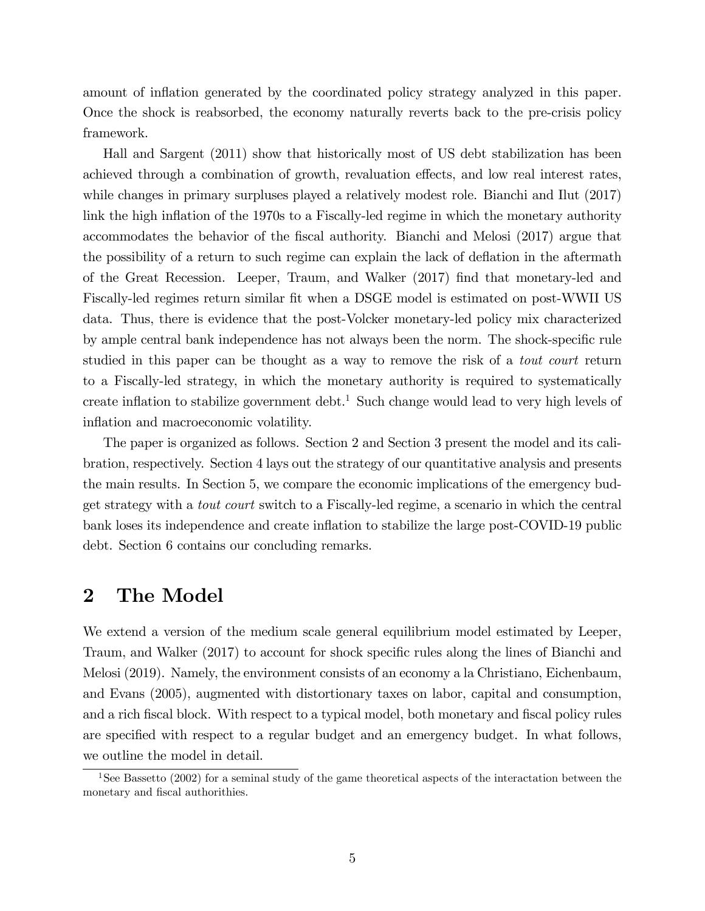amount of inflation generated by the coordinated policy strategy analyzed in this paper. Once the shock is reabsorbed, the economy naturally reverts back to the pre-crisis policy framework.

Hall and Sargent (2011) show that historically most of US debt stabilization has been achieved through a combination of growth, revaluation effects, and low real interest rates, while changes in primary surpluses played a relatively modest role. Bianchi and Ilut (2017) link the high inflation of the 1970s to a Fiscally-led regime in which the monetary authority accommodates the behavior of the fiscal authority. Bianchi and Melosi (2017) argue that the possibility of a return to such regime can explain the lack of deflation in the aftermath of the Great Recession. Leeper, Traum, and Walker (2017) find that monetary-led and Fiscally-led regimes return similar fit when a DSGE model is estimated on post-WWII US data. Thus, there is evidence that the post-Volcker monetary-led policy mix characterized by ample central bank independence has not always been the norm. The shock-specific rule studied in this paper can be thought as a way to remove the risk of a *tout court* return to a Fiscally-led strategy, in which the monetary authority is required to systematically create inflation to stabilize government debt.[1] Such change would lead to very high levels of inflation and macroeconomic volatility.

The paper is organized as follows. Section 2 and Section 3 present the model and its calibration, respectively. Section 4 lays out the strategy of our quantitative analysis and presents the main results. In Section 5, we compare the economic implications of the emergency budget strategy with a *tout court* switch to a Fiscally-led regime, a scenario in which the central bank loses its independence and create inflation to stabilize the large post-COVID-19 public debt. Section 6 contains our concluding remarks.

## 2 The Model

We extend a version of the medium scale general equilibrium model estimated by Leeper, Traum, and Walker (2017) to account for shock specific rules along the lines of Bianchi and Melosi (2019). Namely, the environment consists of an economy a la Christiano, Eichenbaum, and Evans (2005), augmented with distortionary taxes on labor, capital and consumption, and a rich fiscal block. With respect to a typical model, both monetary and fiscal policy rules are specified with respect to a regular budget and an emergency budget. In what follows, we outline the model in detail.

[1] See Bassetto (2002) for a seminal study of the game theoretical aspects of the interactation between the monetary and fiscal authorithies.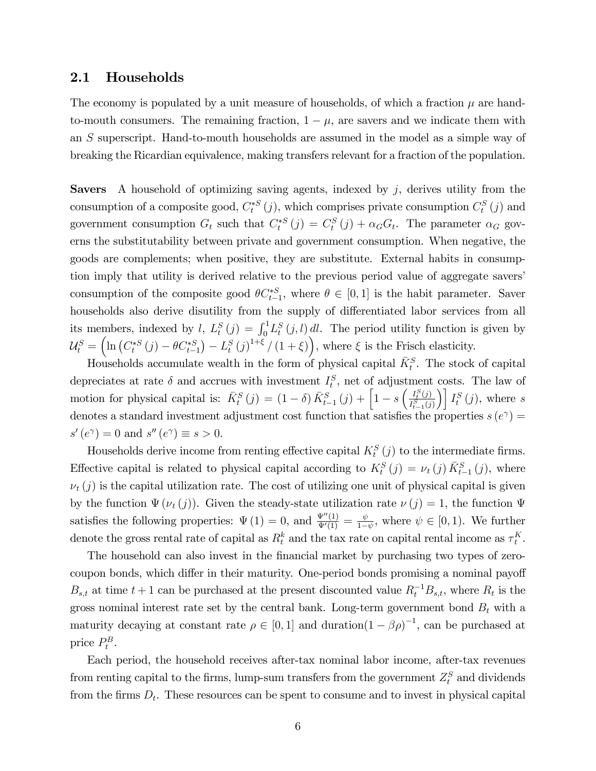## 2.1 Households

The economy is populated by a unit measure of households, of which a fraction $\mu$ are hand-to-mouth consumers. The remaining fraction, $1-\mu$, are savers and we indicate them with an $S$ superscript. Hand-to-mouth households are assumed in the model as a simple way of breaking the Ricardian equivalence, making transfers relevant for a fraction of the population.

**Savers** A household of optimizing saving agents, indexed by $j$, derives utility from the consumption of a composite good, $C_t^{*S}(j)$, which comprises private consumption $C_t^S(j)$ and government consumption $G_t$ such that $C_t^{*S}(j) = C_t^S(j) + \alpha_G G_t$. The parameter $\alpha_G$ governs the substitutability between private and government consumption. When negative, the goods are complements; when positive, they are substitute. External habits in consumption imply that utility is derived relative to the previous period value of aggregate savers' consumption of the composite good $\theta C_{t-1}^{*S}$, where $\theta \in [0,1]$ is the habit parameter. Saver households also derive disutility from the supply of differentiated labor services from all its members, indexed by $l$, $L_t^S(j) = \int_0^1 L_t^S(j,l)\,dl$. The period utility function is given by $\mathcal{U}_t^S = \left(\ln\left(C_t^{*S}(j) - \theta C_{t-1}^{*S}\right) - L_t^S(j)^{1+\xi}/(1+\xi)\right)$, where $\xi$ is the Frisch elasticity.

Households accumulate wealth in the form of physical capital $\bar{K}_t^S$. The stock of capital depreciates at rate $\delta$ and accrues with investment $I_t^S$, net of adjustment costs. The law of motion for physical capital is: $\bar{K}_t^S(j) = (1-\delta)\bar{K}_{t-1}^S(j) + \left[1 - s\left(\frac{I_t^S(j)}{I_{t-1}^S(j)}\right)\right] I_t^S(j)$, where $s$ denotes a standard investment adjustment cost function that satisfies the properties $s(e^\gamma) = s'(e^\gamma) = 0$ and $s''(e^\gamma) \equiv s > 0$.

Households derive income from renting effective capital $K_t^S(j)$ to the intermediate firms. Effective capital is related to physical capital according to $K_t^S(j) = \nu_t(j)\bar{K}_{t-1}^S(j)$, where $\nu_t(j)$ is the capital utilization rate. The cost of utilizing one unit of physical capital is given by the function $\Psi(\nu_t(j))$. Given the steady-state utilization rate $\nu(j) = 1$, the function $\Psi$ satisfies the following properties: $\Psi(1) = 0$, and $\frac{\Psi''(1)}{\Psi'(1)} = \frac{\psi}{1-\psi}$, where $\psi \in [0,1)$. We further denote the gross rental rate of capital as $R_t^k$ and the tax rate on capital rental income as $\tau_t^K$.

The household can also invest in the financial market by purchasing two types of zero-coupon bonds, which differ in their maturity. One-period bonds promising a nominal payoff $B_{s,t}$ at time $t+1$ can be purchased at the present discounted value $R_t^{-1}B_{s,t}$, where $R_t$ is the gross nominal interest rate set by the central bank. Long-term government bond $B_t$ with a maturity decaying at constant rate $\rho \in [0,1]$ and duration$(1-\beta\rho)^{-1}$, can be purchased at price $P_t^B$.

Each period, the household receives after-tax nominal labor income, after-tax revenues from renting capital to the firms, lump-sum transfers from the government $Z_t^S$ and dividends from the firms $D_t$. These resources can be spent to consume and to invest in physical capital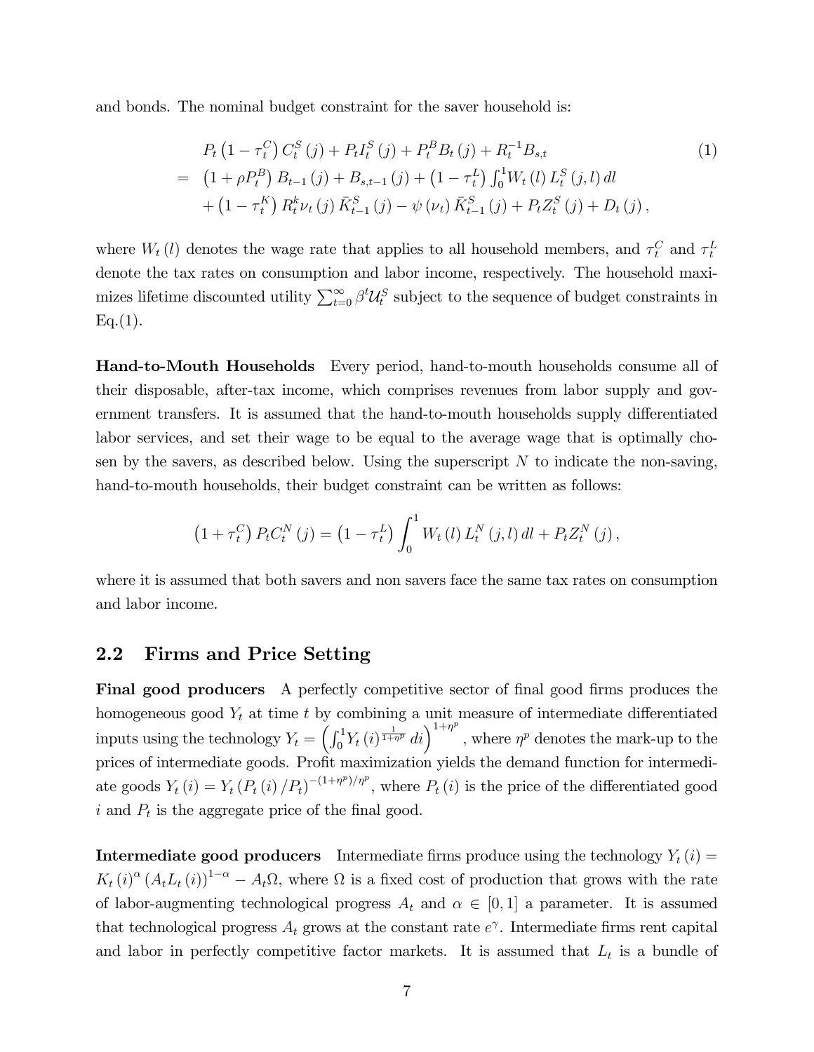and bonds. The nominal budget constraint for the saver household is:

$$
\begin{aligned}
& P_t\left(1-\tau_t^C\right) C_t^S(j)+P_t I_t^S(j)+P_t^B B_t(j)+R_t^{-1} B_{s,t} \\
= \; & \left(1+\rho P_t^B\right) B_{t-1}(j)+B_{s,t-1}(j)+\left(1-\tau_t^L\right) \textstyle\int_0^1 W_t(l) L_t^S(j,l)\, dl \\
& +\left(1-\tau_t^K\right) R_t^k \nu_t(j) \bar{K}_{t-1}^S(j)-\psi\left(\nu_t\right) \bar{K}_{t-1}^S(j)+P_t Z_t^S(j)+D_t(j),
\end{aligned} \tag{1}
$$

where $W_t(l)$ denotes the wage rate that applies to all household members, and $\tau_t^C$ and $\tau_t^L$ denote the tax rates on consumption and labor income, respectively. The household maximizes lifetime discounted utility $\sum_{t=0}^{\infty} \beta^t \mathcal{U}_t^S$ subject to the sequence of budget constraints in Eq.(1).

**Hand-to-Mouth Households** Every period, hand-to-mouth households consume all of their disposable, after-tax income, which comprises revenues from labor supply and government transfers. It is assumed that the hand-to-mouth households supply differentiated labor services, and set their wage to be equal to the average wage that is optimally chosen by the savers, as described below. Using the superscript $N$ to indicate the non-saving, hand-to-mouth households, their budget constraint can be written as follows:

$$
\left(1+\tau_t^C\right) P_t C_t^N(j)=\left(1-\tau_t^L\right) \int_0^1 W_t(l) L_t^N(j,l)\, dl+P_t Z_t^N(j),
$$

where it is assumed that both savers and non savers face the same tax rates on consumption and labor income.

## 2.2 Firms and Price Setting

**Final good producers** A perfectly competitive sector of final good firms produces the homogeneous good $Y_t$ at time $t$ by combining a unit measure of intermediate differentiated inputs using the technology $Y_t=\left(\int_0^1 Y_t(i)^{\frac{1}{1+\eta^p}} di\right)^{1+\eta^p}$, where $\eta^p$ denotes the mark-up to the prices of intermediate goods. Profit maximization yields the demand function for intermediate goods $Y_t(i)=Y_t\left(P_t(i)/P_t\right)^{-(1+\eta^p)/\eta^p}$, where $P_t(i)$ is the price of the differentiated good $i$ and $P_t$ is the aggregate price of the final good.

**Intermediate good producers** Intermediate firms produce using the technology $Y_t(i)=K_t(i)^{\alpha}\left(A_t L_t(i)\right)^{1-\alpha}-A_t \Omega$, where $\Omega$ is a fixed cost of production that grows with the rate of labor-augmenting technological progress $A_t$ and $\alpha \in [0,1]$ a parameter. It is assumed that technological progress $A_t$ grows at the constant rate $e^{\gamma}$. Intermediate firms rent capital and labor in perfectly competitive factor markets. It is assumed that $L_t$ is a bundle of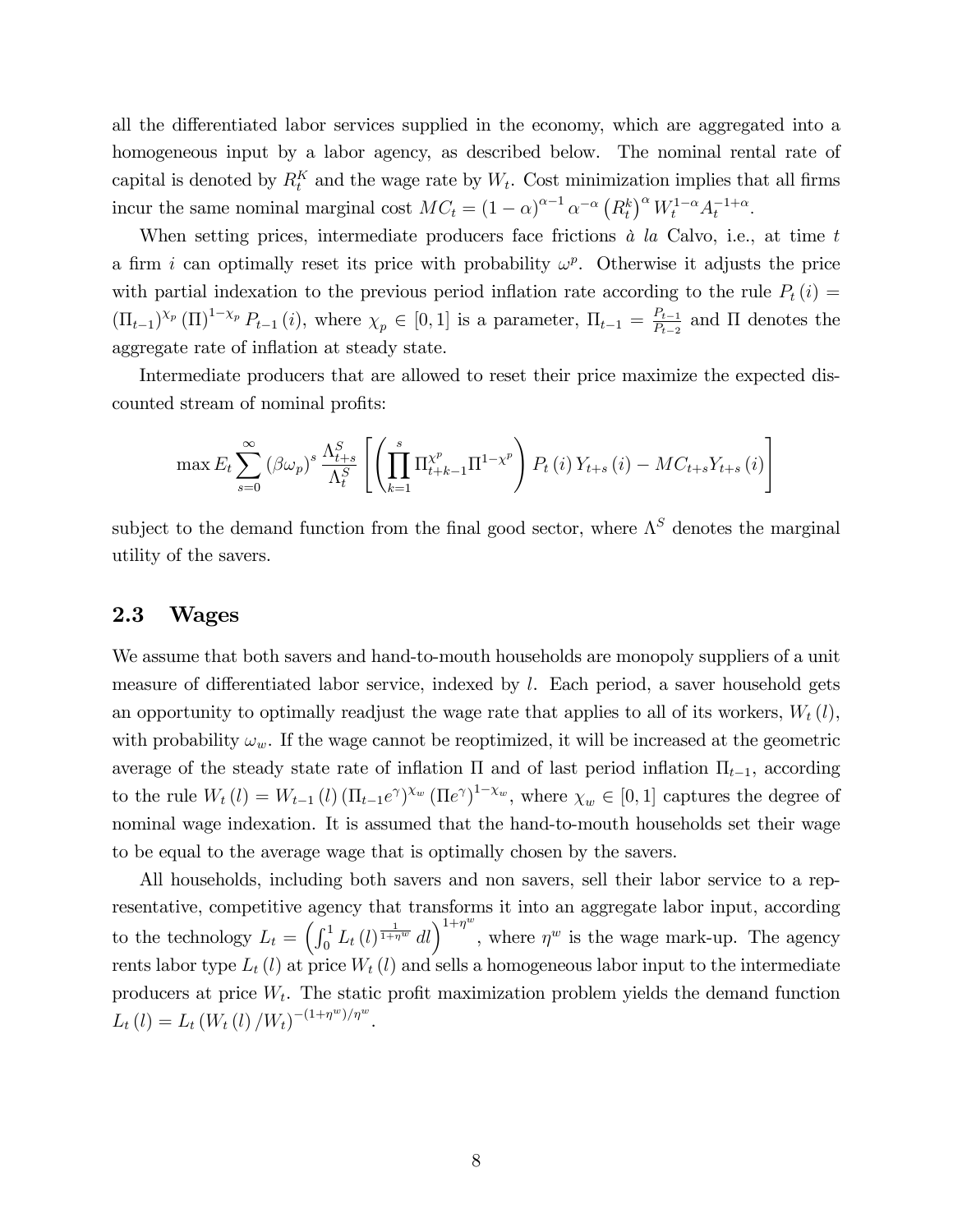all the differentiated labor services supplied in the economy, which are aggregated into a homogeneous input by a labor agency, as described below. The nominal rental rate of capital is denoted by $R_t^K$ and the wage rate by $W_t$. Cost minimization implies that all firms incur the same nominal marginal cost $MC_t = (1-\alpha)^{\alpha-1} \alpha^{-\alpha} \left(R_t^k\right)^{\alpha} W_t^{1-\alpha} A_t^{-1+\alpha}$.

When setting prices, intermediate producers face frictions *à la* Calvo, i.e., at time $t$ a firm $i$ can optimally reset its price with probability $\omega^p$. Otherwise it adjusts the price with partial indexation to the previous period inflation rate according to the rule $P_t(i) = (\Pi_{t-1})^{\chi_p} (\Pi)^{1-\chi_p} P_{t-1}(i)$, where $\chi_p \in [0,1]$ is a parameter, $\Pi_{t-1} = \frac{P_{t-1}}{P_{t-2}}$ and $\Pi$ denotes the aggregate rate of inflation at steady state.

Intermediate producers that are allowed to reset their price maximize the expected discounted stream of nominal profits:

$$\max E_t \sum_{s=0}^{\infty} (\beta \omega_p)^s \frac{\Lambda_{t+s}^S}{\Lambda_t^S} \left[ \left( \prod_{k=1}^{s} \Pi_{t+k-1}^{\chi^p} \Pi^{1-\chi^p} \right) P_t(i) Y_{t+s}(i) - MC_{t+s} Y_{t+s}(i) \right]$$

subject to the demand function from the final good sector, where $\Lambda^S$ denotes the marginal utility of the savers.

## 2.3 Wages

We assume that both savers and hand-to-mouth households are monopoly suppliers of a unit measure of differentiated labor service, indexed by $l$. Each period, a saver household gets an opportunity to optimally readjust the wage rate that applies to all of its workers, $W_t(l)$, with probability $\omega_w$. If the wage cannot be reoptimized, it will be increased at the geometric average of the steady state rate of inflation $\Pi$ and of last period inflation $\Pi_{t-1}$, according to the rule $W_t(l) = W_{t-1}(l) (\Pi_{t-1} e^{\gamma})^{\chi_w} (\Pi e^{\gamma})^{1-\chi_w}$, where $\chi_w \in [0,1]$ captures the degree of nominal wage indexation. It is assumed that the hand-to-mouth households set their wage to be equal to the average wage that is optimally chosen by the savers.

All households, including both savers and non savers, sell their labor service to a representative, competitive agency that transforms it into an aggregate labor input, according to the technology $L_t = \left( \int_0^1 L_t(l)^{\frac{1}{1+\eta^w}} dl \right)^{1+\eta^w}$, where $\eta^w$ is the wage mark-up. The agency rents labor type $L_t(l)$ at price $W_t(l)$ and sells a homogeneous labor input to the intermediate producers at price $W_t$. The static profit maximization problem yields the demand function $L_t(l) = L_t \left(W_t(l)/W_t\right)^{-(1+\eta^w)/\eta^w}$.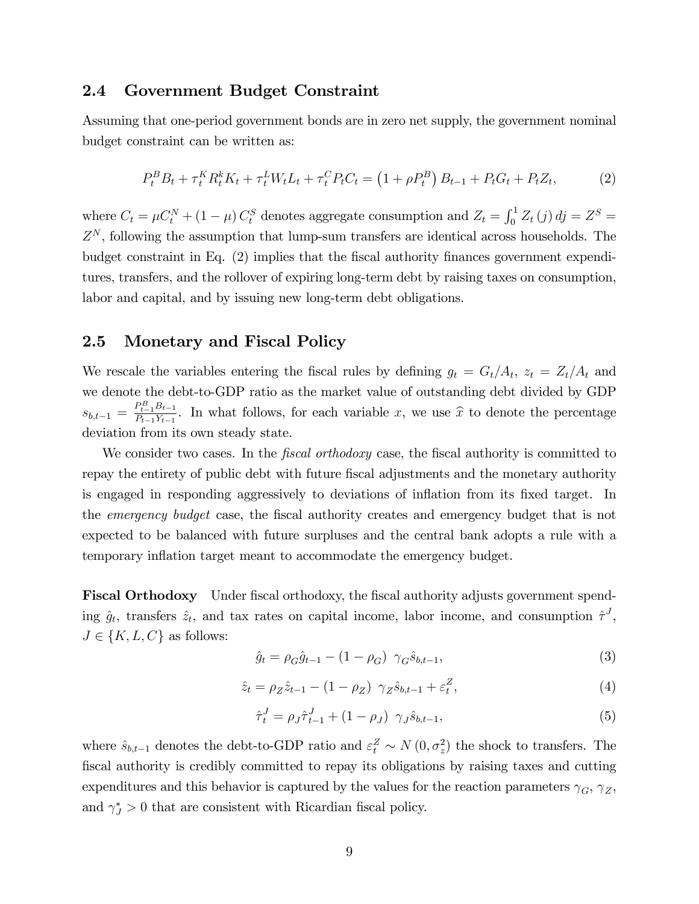### 2.4 Government Budget Constraint

Assuming that one-period government bonds are in zero net supply, the government nominal budget constraint can be written as:

$$P_t^B B_t + \tau_t^K R_t^k K_t + \tau_t^L W_t L_t + \tau_t^C P_t C_t = \left(1 + \rho P_t^B\right) B_{t-1} + P_t G_t + P_t Z_t, \tag{2}$$

where $C_t = \mu C_t^N + (1 - \mu) C_t^S$ denotes aggregate consumption and $Z_t = \int_0^1 Z_t(j)\, dj = Z^S = Z^N$, following the assumption that lump-sum transfers are identical across households. The budget constraint in Eq. (2) implies that the fiscal authority finances government expenditures, transfers, and the rollover of expiring long-term debt by raising taxes on consumption, labor and capital, and by issuing new long-term debt obligations.

### 2.5 Monetary and Fiscal Policy

We rescale the variables entering the fiscal rules by defining $g_t = G_t/A_t$, $z_t = Z_t/A_t$ and we denote the debt-to-GDP ratio as the market value of outstanding debt divided by GDP $s_{b,t-1} = \frac{P_{t-1}^B B_{t-1}}{P_{t-1} Y_{t-1}}$. In what follows, for each variable $x$, we use $\widehat{x}$ to denote the percentage deviation from its own steady state.

We consider two cases. In the *fiscal orthodoxy* case, the fiscal authority is committed to repay the entirety of public debt with future fiscal adjustments and the monetary authority is engaged in responding aggressively to deviations of inflation from its fixed target. In the *emergency budget* case, the fiscal authority creates and emergency budget that is not expected to be balanced with future surpluses and the central bank adopts a rule with a temporary inflation target meant to accommodate the emergency budget.

**Fiscal Orthodoxy** Under fiscal orthodoxy, the fiscal authority adjusts government spending $\hat{g}_t$, transfers $\hat{z}_t$, and tax rates on capital income, labor income, and consumption $\hat{\tau}^J$, $J \in \{K, L, C\}$ as follows:

$$\hat{g}_t = \rho_G \hat{g}_{t-1} - (1 - \rho_G)\ \gamma_G \hat{s}_{b,t-1}, \tag{3}$$

$$\hat{z}_t = \rho_Z \hat{z}_{t-1} - (1 - \rho_Z)\ \gamma_Z \hat{s}_{b,t-1} + \varepsilon_t^Z, \tag{4}$$

$$\hat{\tau}_t^J = \rho_J \hat{\tau}_{t-1}^J + (1 - \rho_J)\ \gamma_J \hat{s}_{b,t-1}, \tag{5}$$

where $\hat{s}_{b,t-1}$ denotes the debt-to-GDP ratio and $\varepsilon_t^Z \sim N(0, \sigma_z^2)$ the shock to transfers. The fiscal authority is credibly committed to repay its obligations by raising taxes and cutting expenditures and this behavior is captured by the values for the reaction parameters $\gamma_G$, $\gamma_Z$, and $\gamma_J^* > 0$ that are consistent with Ricardian fiscal policy.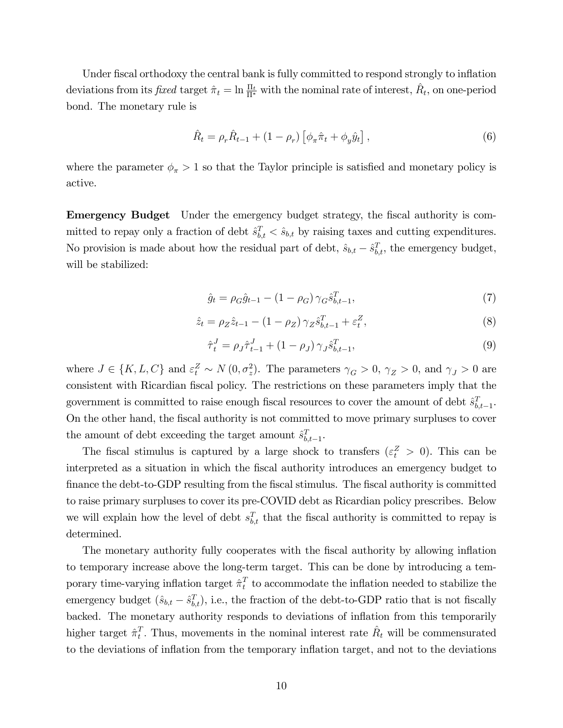Under fiscal orthodoxy the central bank is fully committed to respond strongly to inflation deviations from its *fixed* target $\hat{\pi}_t = \ln \frac{\Pi_t}{\Pi^*}$ with the nominal rate of interest, $\hat{R}_t$, on one-period bond. The monetary rule is

$$\hat{R}_t = \rho_r \hat{R}_{t-1} + (1 - \rho_r) \left[ \phi_\pi \hat{\pi}_t + \phi_y \hat{y}_t \right], \tag{6}$$

where the parameter $\phi_\pi > 1$ so that the Taylor principle is satisfied and monetary policy is active.

**Emergency Budget** Under the emergency budget strategy, the fiscal authority is committed to repay only a fraction of debt $\hat{s}^T_{b,t} < \hat{s}_{b,t}$ by raising taxes and cutting expenditures. No provision is made about how the residual part of debt, $\hat{s}_{b,t} - \hat{s}^T_{b,t}$, the emergency budget, will be stabilized:

$$\hat{g}_t = \rho_G \hat{g}_{t-1} - (1 - \rho_G) \gamma_G \hat{s}^T_{b,t-1}, \tag{7}$$

$$\hat{z}_t = \rho_Z \hat{z}_{t-1} - (1 - \rho_Z) \gamma_Z \hat{s}^T_{b,t-1} + \varepsilon^Z_t, \tag{8}$$

$$\hat{\tau}^J_t = \rho_J \hat{\tau}^J_{t-1} + (1 - \rho_J) \gamma_J \hat{s}^T_{b,t-1}, \tag{9}$$

where $J \in \{K, L, C\}$ and $\varepsilon^Z_t \sim N(0, \sigma^2_z)$. The parameters $\gamma_G > 0$, $\gamma_Z > 0$, and $\gamma_J > 0$ are consistent with Ricardian fiscal policy. The restrictions on these parameters imply that the government is committed to raise enough fiscal resources to cover the amount of debt $\hat{s}^T_{b,t-1}$. On the other hand, the fiscal authority is not committed to move primary surpluses to cover the amount of debt exceeding the target amount $\hat{s}^T_{b,t-1}$.

The fiscal stimulus is captured by a large shock to transfers ($\varepsilon^Z_t > 0$). This can be interpreted as a situation in which the fiscal authority introduces an emergency budget to finance the debt-to-GDP resulting from the fiscal stimulus. The fiscal authority is committed to raise primary surpluses to cover its pre-COVID debt as Ricardian policy prescribes. Below we will explain how the level of debt $s^T_{b,t}$ that the fiscal authority is committed to repay is determined.

The monetary authority fully cooperates with the fiscal authority by allowing inflation to temporary increase above the long-term target. This can be done by introducing a temporary time-varying inflation target $\hat{\pi}^T_t$ to accommodate the inflation needed to stabilize the emergency budget ($\hat{s}_{b,t} - \hat{s}^T_{b,t}$), i.e., the fraction of the debt-to-GDP ratio that is not fiscally backed. The monetary authority responds to deviations of inflation from this temporarily higher target $\hat{\pi}^T_t$. Thus, movements in the nominal interest rate $\hat{R}_t$ will be commensurated to the deviations of inflation from the temporary inflation target, and not to the deviations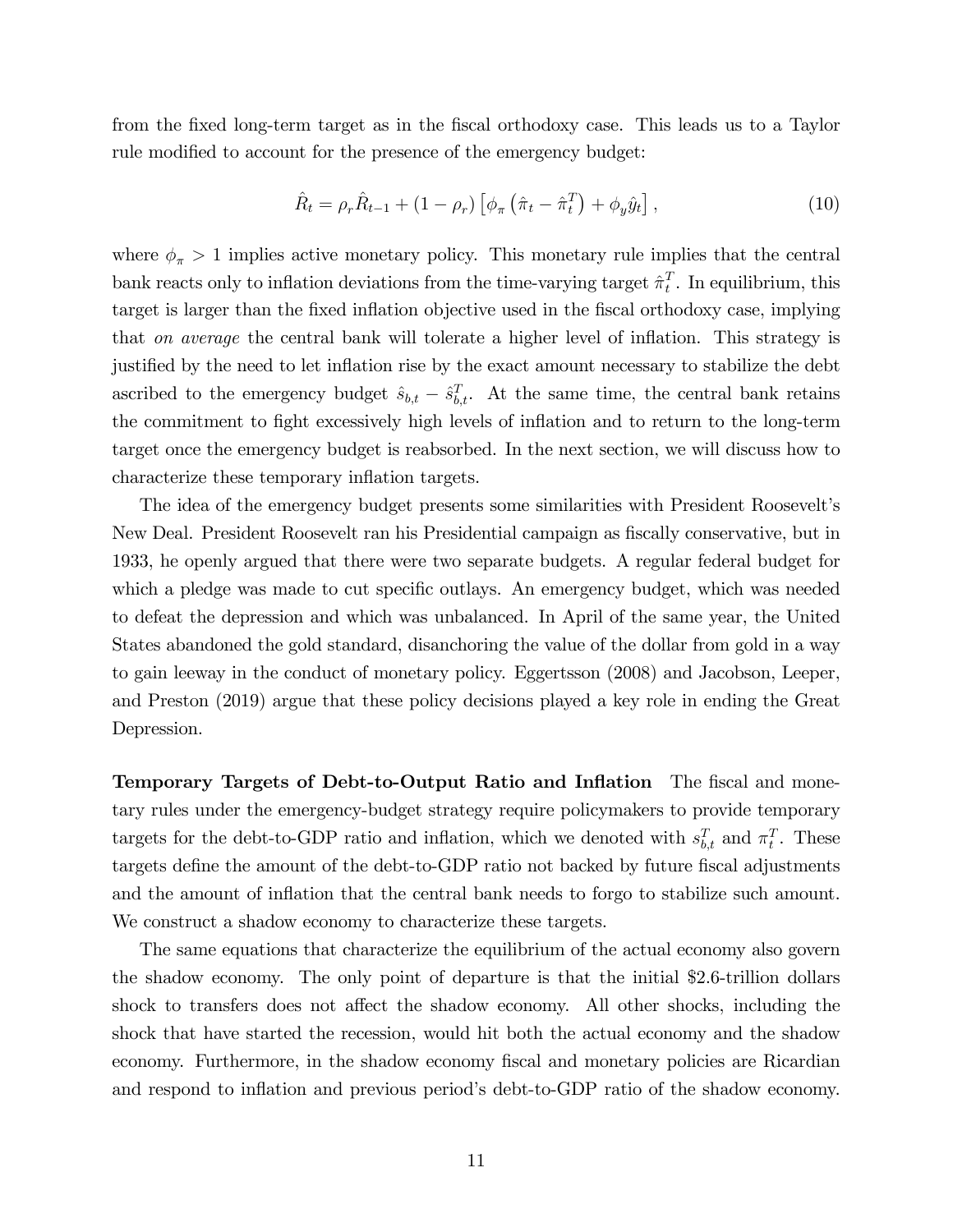from the fixed long-term target as in the fiscal orthodoxy case. This leads us to a Taylor rule modified to account for the presence of the emergency budget:

$$\hat{R}_t = \rho_r \hat{R}_{t-1} + (1 - \rho_r) \left[ \phi_\pi \left( \hat{\pi}_t - \hat{\pi}_t^T \right) + \phi_y \hat{y}_t \right], \tag{10}$$

where $\phi_\pi > 1$ implies active monetary policy. This monetary rule implies that the central bank reacts only to inflation deviations from the time-varying target $\hat{\pi}_t^T$. In equilibrium, this target is larger than the fixed inflation objective used in the fiscal orthodoxy case, implying that *on average* the central bank will tolerate a higher level of inflation. This strategy is justified by the need to let inflation rise by the exact amount necessary to stabilize the debt ascribed to the emergency budget $\hat{s}_{b,t} - \hat{s}_{b,t}^T$. At the same time, the central bank retains the commitment to fight excessively high levels of inflation and to return to the long-term target once the emergency budget is reabsorbed. In the next section, we will discuss how to characterize these temporary inflation targets.

The idea of the emergency budget presents some similarities with President Roosevelt's New Deal. President Roosevelt ran his Presidential campaign as fiscally conservative, but in 1933, he openly argued that there were two separate budgets. A regular federal budget for which a pledge was made to cut specific outlays. An emergency budget, which was needed to defeat the depression and which was unbalanced. In April of the same year, the United States abandoned the gold standard, disanchoring the value of the dollar from gold in a way to gain leeway in the conduct of monetary policy. Eggertsson (2008) and Jacobson, Leeper, and Preston (2019) argue that these policy decisions played a key role in ending the Great Depression.

**Temporary Targets of Debt-to-Output Ratio and Inflation** The fiscal and monetary rules under the emergency-budget strategy require policymakers to provide temporary targets for the debt-to-GDP ratio and inflation, which we denoted with $s_{b,t}^T$ and $\pi_t^T$. These targets define the amount of the debt-to-GDP ratio not backed by future fiscal adjustments and the amount of inflation that the central bank needs to forgo to stabilize such amount. We construct a shadow economy to characterize these targets.

The same equations that characterize the equilibrium of the actual economy also govern the shadow economy. The only point of departure is that the initial $2.6-trillion dollars shock to transfers does not affect the shadow economy. All other shocks, including the shock that have started the recession, would hit both the actual economy and the shadow economy. Furthermore, in the shadow economy fiscal and monetary policies are Ricardian and respond to inflation and previous period's debt-to-GDP ratio of the shadow economy.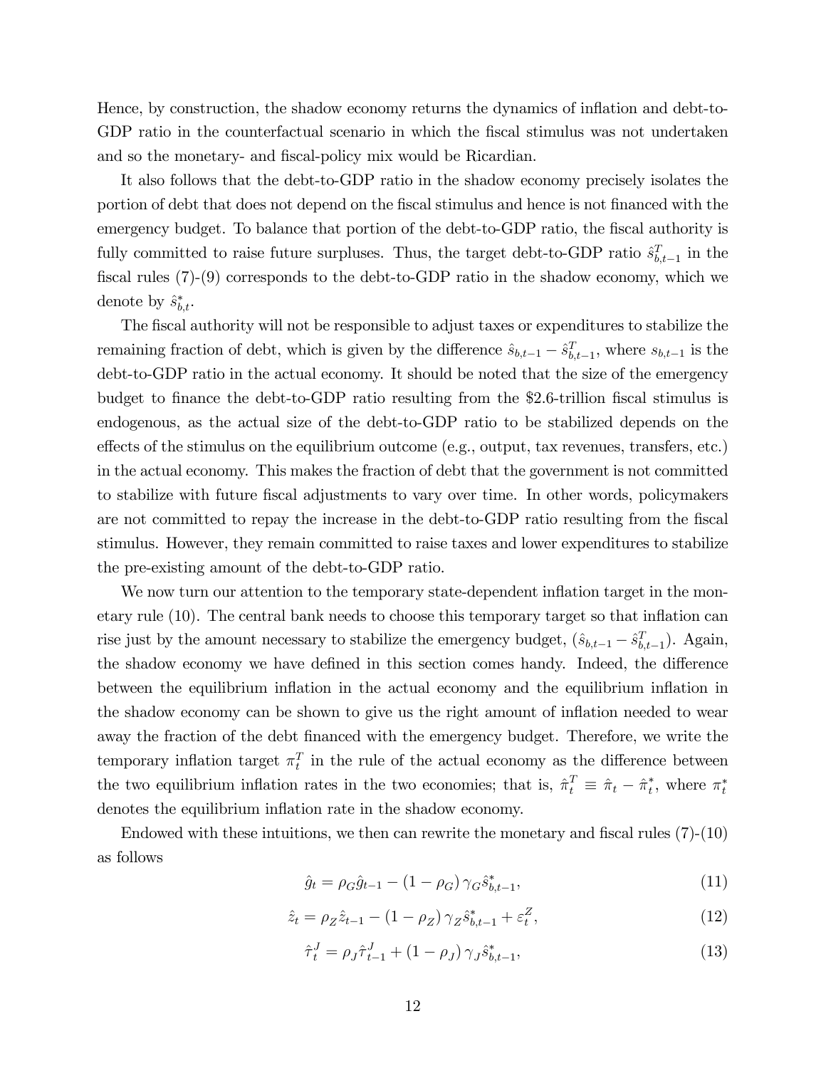Hence, by construction, the shadow economy returns the dynamics of inflation and debt-to-GDP ratio in the counterfactual scenario in which the fiscal stimulus was not undertaken and so the monetary- and fiscal-policy mix would be Ricardian.

It also follows that the debt-to-GDP ratio in the shadow economy precisely isolates the portion of debt that does not depend on the fiscal stimulus and hence is not financed with the emergency budget. To balance that portion of the debt-to-GDP ratio, the fiscal authority is fully committed to raise future surpluses. Thus, the target debt-to-GDP ratio $\hat{s}^T_{b,t-1}$ in the fiscal rules (7)-(9) corresponds to the debt-to-GDP ratio in the shadow economy, which we denote by $\hat{s}^*_{b,t}$.

The fiscal authority will not be responsible to adjust taxes or expenditures to stabilize the remaining fraction of debt, which is given by the difference $\hat{s}_{b,t-1} - \hat{s}^T_{b,t-1}$, where $s_{b,t-1}$ is the debt-to-GDP ratio in the actual economy. It should be noted that the size of the emergency budget to finance the debt-to-GDP ratio resulting from the \$2.6-trillion fiscal stimulus is endogenous, as the actual size of the debt-to-GDP ratio to be stabilized depends on the effects of the stimulus on the equilibrium outcome (e.g., output, tax revenues, transfers, etc.) in the actual economy. This makes the fraction of debt that the government is not committed to stabilize with future fiscal adjustments to vary over time. In other words, policymakers are not committed to repay the increase in the debt-to-GDP ratio resulting from the fiscal stimulus. However, they remain committed to raise taxes and lower expenditures to stabilize the pre-existing amount of the debt-to-GDP ratio.

We now turn our attention to the temporary state-dependent inflation target in the monetary rule (10). The central bank needs to choose this temporary target so that inflation can rise just by the amount necessary to stabilize the emergency budget, $(\hat{s}_{b,t-1} - \hat{s}^T_{b,t-1})$. Again, the shadow economy we have defined in this section comes handy. Indeed, the difference between the equilibrium inflation in the actual economy and the equilibrium inflation in the shadow economy can be shown to give us the right amount of inflation needed to wear away the fraction of the debt financed with the emergency budget. Therefore, we write the temporary inflation target $\pi^T_t$ in the rule of the actual economy as the difference between the two equilibrium inflation rates in the two economies; that is, $\hat{\pi}^T_t \equiv \hat{\pi}_t - \hat{\pi}^*_t$, where $\pi^*_t$ denotes the equilibrium inflation rate in the shadow economy.

Endowed with these intuitions, we then can rewrite the monetary and fiscal rules (7)-(10) as follows

$$\hat{g}_t = \rho_G \hat{g}_{t-1} - (1 - \rho_G) \gamma_G \hat{s}^*_{b,t-1}, \tag{11}$$

$$\hat{z}_t = \rho_Z \hat{z}_{t-1} - (1 - \rho_Z) \gamma_Z \hat{s}^*_{b,t-1} + \varepsilon^Z_t, \tag{12}$$

$$\hat{\tau}^J_t = \rho_J \hat{\tau}^J_{t-1} + (1 - \rho_J) \gamma_J \hat{s}^*_{b,t-1}, \tag{13}$$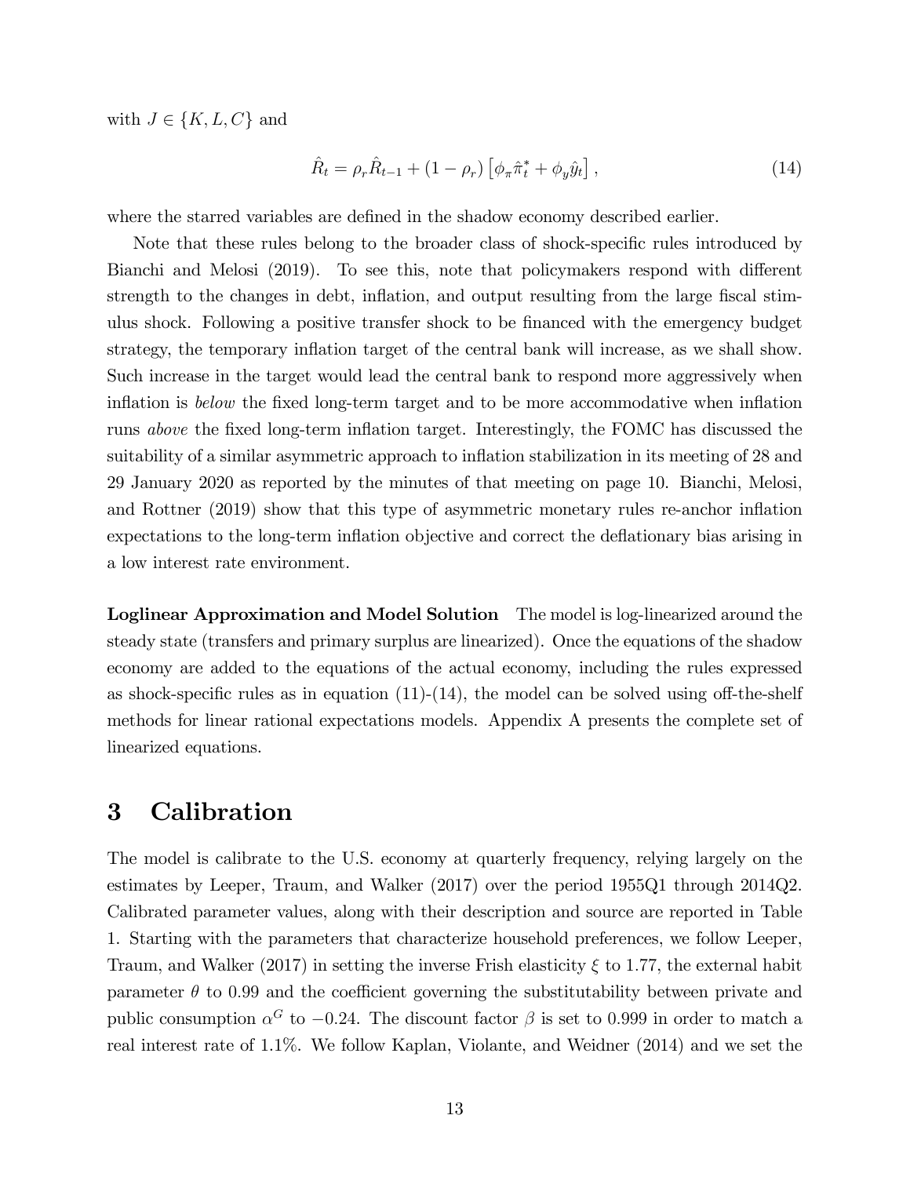with $J \in \{K, L, C\}$ and

$$\hat{R}_t = \rho_r \hat{R}_{t-1} + (1 - \rho_r) \left[ \phi_\pi \hat{\pi}_t^* + \phi_y \hat{y}_t \right], \tag{14}$$

where the starred variables are defined in the shadow economy described earlier.

Note that these rules belong to the broader class of shock-specific rules introduced by Bianchi and Melosi (2019). To see this, note that policymakers respond with different strength to the changes in debt, inflation, and output resulting from the large fiscal stimulus shock. Following a positive transfer shock to be financed with the emergency budget strategy, the temporary inflation target of the central bank will increase, as we shall show. Such increase in the target would lead the central bank to respond more aggressively when inflation is *below* the fixed long-term target and to be more accommodative when inflation runs *above* the fixed long-term inflation target. Interestingly, the FOMC has discussed the suitability of a similar asymmetric approach to inflation stabilization in its meeting of 28 and 29 January 2020 as reported by the minutes of that meeting on page 10. Bianchi, Melosi, and Rottner (2019) show that this type of asymmetric monetary rules re-anchor inflation expectations to the long-term inflation objective and correct the deflationary bias arising in a low interest rate environment.

**Loglinear Approximation and Model Solution** The model is log-linearized around the steady state (transfers and primary surplus are linearized). Once the equations of the shadow economy are added to the equations of the actual economy, including the rules expressed as shock-specific rules as in equation (11)-(14), the model can be solved using off-the-shelf methods for linear rational expectations models. Appendix A presents the complete set of linearized equations.

# 3 Calibration

The model is calibrate to the U.S. economy at quarterly frequency, relying largely on the estimates by Leeper, Traum, and Walker (2017) over the period 1955Q1 through 2014Q2. Calibrated parameter values, along with their description and source are reported in Table 1. Starting with the parameters that characterize household preferences, we follow Leeper, Traum, and Walker (2017) in setting the inverse Frish elasticity $\xi$ to 1.77, the external habit parameter $\theta$ to 0.99 and the coefficient governing the substitutability between private and public consumption $\alpha^G$ to $-0.24$. The discount factor $\beta$ is set to 0.999 in order to match a real interest rate of 1.1%. We follow Kaplan, Violante, and Weidner (2014) and we set the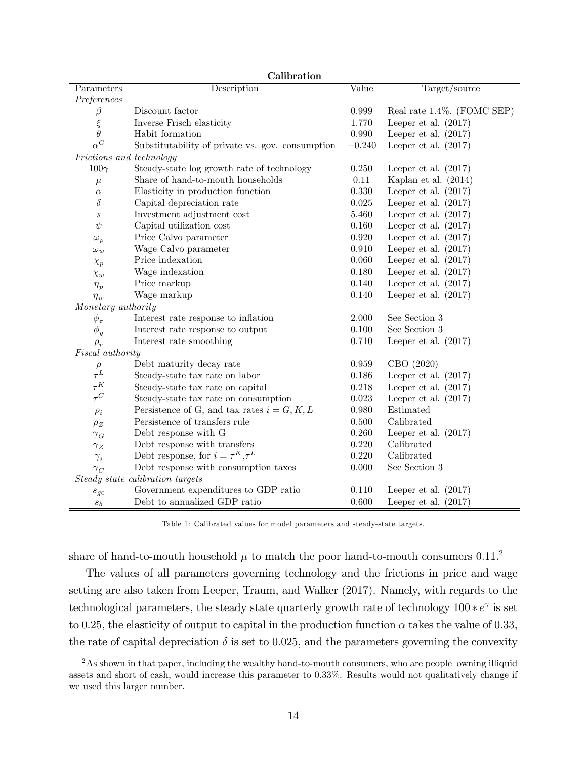| Parameters | Description | Value | Target/source |
|---|---|---|---|
| **Calibration** | | | |
| *Preferences* | | | |
| $\beta$ | Discount factor | 0.999 | Real rate 1.4%. (FOMC SEP) |
| $\xi$ | Inverse Frisch elasticity | 1.770 | Leeper et al. (2017) |
| $\theta$ | Habit formation | 0.990 | Leeper et al. (2017) |
| $\alpha^G$ | Substitutability of private vs. gov. consumption | $-0.240$ | Leeper et al. (2017) |
| *Frictions and technology* | | | |
| $100\gamma$ | Steady-state log growth rate of technology | 0.250 | Leeper et al. (2017) |
| $\mu$ | Share of hand-to-mouth households | 0.11 | Kaplan et al. (2014) |
| $\alpha$ | Elasticity in production function | 0.330 | Leeper et al. (2017) |
| $\delta$ | Capital depreciation rate | 0.025 | Leeper et al. (2017) |
| $s$ | Investment adjustment cost | 5.460 | Leeper et al. (2017) |
| $\psi$ | Capital utilization cost | 0.160 | Leeper et al. (2017) |
| $\omega_p$ | Price Calvo parameter | 0.920 | Leeper et al. (2017) |
| $\omega_w$ | Wage Calvo parameter | 0.910 | Leeper et al. (2017) |
| $\chi_p$ | Price indexation | 0.060 | Leeper et al. (2017) |
| $\chi_w$ | Wage indexation | 0.180 | Leeper et al. (2017) |
| $\eta_p$ | Price markup | 0.140 | Leeper et al. (2017) |
| $\eta_w$ | Wage markup | 0.140 | Leeper et al. (2017) |
| *Monetary authority* | | | |
| $\phi_\pi$ | Interest rate response to inflation | 2.000 | See Section 3 |
| $\phi_y$ | Interest rate response to output | 0.100 | See Section 3 |
| $\rho_r$ | Interest rate smoothing | 0.710 | Leeper et al. (2017) |
| *Fiscal authority* | | | |
| $\rho$ | Debt maturity decay rate | 0.959 | CBO (2020) |
| $\tau^L$ | Steady-state tax rate on labor | 0.186 | Leeper et al. (2017) |
| $\tau^K$ | Steady-state tax rate on capital | 0.218 | Leeper et al. (2017) |
| $\tau^C$ | Steady-state tax rate on consumption | 0.023 | Leeper et al. (2017) |
| $\rho_i$ | Persistence of G, and tax rates $i = G, K, L$ | 0.980 | Estimated |
| $\rho_Z$ | Persistence of transfers rule | 0.500 | Calibrated |
| $\gamma_G$ | Debt response with G | 0.260 | Leeper et al. (2017) |
| $\gamma_Z$ | Debt response with transfers | 0.220 | Calibrated |
| $\gamma_i$ | Debt response, for $i = \tau^K, \tau^L$ | 0.220 | Calibrated |
| $\gamma_C$ | Debt response with consumption taxes | 0.000 | See Section 3 |
| *Steady state calibration targets* | | | |
| $s_{gc}$ | Government expenditures to GDP ratio | 0.110 | Leeper et al. (2017) |
| $s_b$ | Debt to annualized GDP ratio | 0.600 | Leeper et al. (2017) |

Table 1: Calibrated values for model parameters and steady-state targets.

share of hand-to-mouth household $\mu$ to match the poor hand-to-mouth consumers 0.11.[2]

The values of all parameters governing technology and the frictions in price and wage setting are also taken from Leeper, Traum, and Walker (2017). Namely, with regards to the technological parameters, the steady state quarterly growth rate of technology $100 * e^{\gamma}$ is set to 0.25, the elasticity of output to capital in the production function $\alpha$ takes the value of 0.33, the rate of capital depreciation $\delta$ is set to 0.025, and the parameters governing the convexity

[2] As shown in that paper, including the wealthy hand-to-mouth consumers, who are people owning illiquid assets and short of cash, would increase this parameter to 0.33%. Results would not qualitatively change if we used this larger number.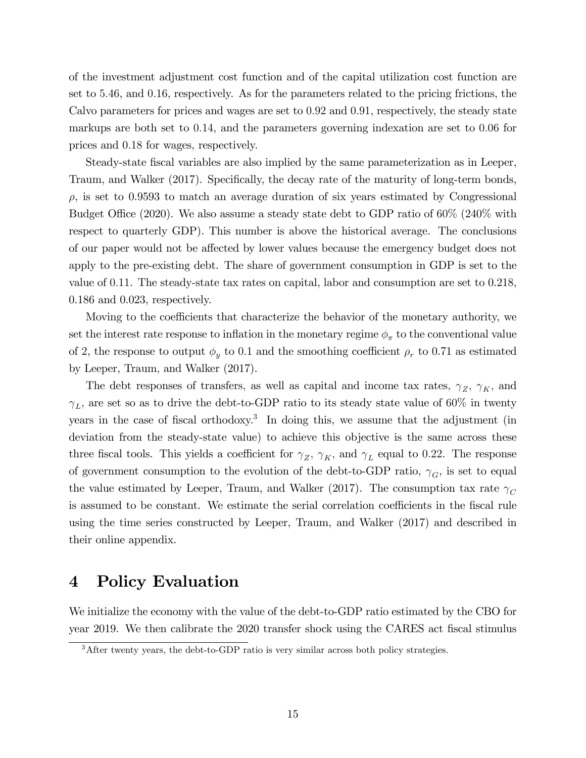of the investment adjustment cost function and of the capital utilization cost function are set to 5.46, and 0.16, respectively. As for the parameters related to the pricing frictions, the Calvo parameters for prices and wages are set to 0.92 and 0.91, respectively, the steady state markups are both set to 0.14, and the parameters governing indexation are set to 0.06 for prices and 0.18 for wages, respectively.

Steady-state fiscal variables are also implied by the same parameterization as in Leeper, Traum, and Walker (2017). Specifically, the decay rate of the maturity of long-term bonds, $\rho$, is set to 0.9593 to match an average duration of six years estimated by Congressional Budget Office (2020). We also assume a steady state debt to GDP ratio of 60% (240% with respect to quarterly GDP). This number is above the historical average. The conclusions of our paper would not be affected by lower values because the emergency budget does not apply to the pre-existing debt. The share of government consumption in GDP is set to the value of 0.11. The steady-state tax rates on capital, labor and consumption are set to 0.218, 0.186 and 0.023, respectively.

Moving to the coefficients that characterize the behavior of the monetary authority, we set the interest rate response to inflation in the monetary regime $\phi_\pi$ to the conventional value of 2, the response to output $\phi_y$ to 0.1 and the smoothing coefficient $\rho_r$ to 0.71 as estimated by Leeper, Traum, and Walker (2017).

The debt responses of transfers, as well as capital and income tax rates, $\gamma_Z$, $\gamma_K$, and $\gamma_L$, are set so as to drive the debt-to-GDP ratio to its steady state value of 60% in twenty years in the case of fiscal orthodoxy.[3] In doing this, we assume that the adjustment (in deviation from the steady-state value) to achieve this objective is the same across these three fiscal tools. This yields a coefficient for $\gamma_Z$, $\gamma_K$, and $\gamma_L$ equal to 0.22. The response of government consumption to the evolution of the debt-to-GDP ratio, $\gamma_G$, is set to equal the value estimated by Leeper, Traum, and Walker (2017). The consumption tax rate $\gamma_C$ is assumed to be constant. We estimate the serial correlation coefficients in the fiscal rule using the time series constructed by Leeper, Traum, and Walker (2017) and described in their online appendix.

# 4 Policy Evaluation

We initialize the economy with the value of the debt-to-GDP ratio estimated by the CBO for year 2019. We then calibrate the 2020 transfer shock using the CARES act fiscal stimulus

[3] After twenty years, the debt-to-GDP ratio is very similar across both policy strategies.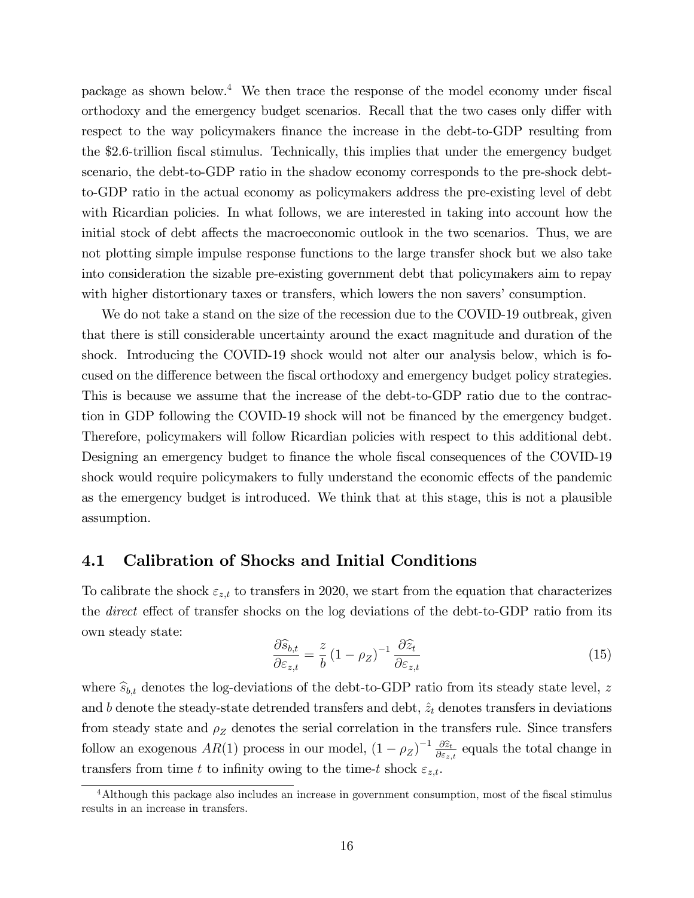package as shown below.[4] We then trace the response of the model economy under fiscal orthodoxy and the emergency budget scenarios. Recall that the two cases only differ with respect to the way policymakers finance the increase in the debt-to-GDP resulting from the \$2.6-trillion fiscal stimulus. Technically, this implies that under the emergency budget scenario, the debt-to-GDP ratio in the shadow economy corresponds to the pre-shock debt-to-GDP ratio in the actual economy as policymakers address the pre-existing level of debt with Ricardian policies. In what follows, we are interested in taking into account how the initial stock of debt affects the macroeconomic outlook in the two scenarios. Thus, we are not plotting simple impulse response functions to the large transfer shock but we also take into consideration the sizable pre-existing government debt that policymakers aim to repay with higher distortionary taxes or transfers, which lowers the non savers' consumption.

We do not take a stand on the size of the recession due to the COVID-19 outbreak, given that there is still considerable uncertainty around the exact magnitude and duration of the shock. Introducing the COVID-19 shock would not alter our analysis below, which is focused on the difference between the fiscal orthodoxy and emergency budget policy strategies. This is because we assume that the increase of the debt-to-GDP ratio due to the contraction in GDP following the COVID-19 shock will not be financed by the emergency budget. Therefore, policymakers will follow Ricardian policies with respect to this additional debt. Designing an emergency budget to finance the whole fiscal consequences of the COVID-19 shock would require policymakers to fully understand the economic effects of the pandemic as the emergency budget is introduced. We think that at this stage, this is not a plausible assumption.

## 4.1 Calibration of Shocks and Initial Conditions

To calibrate the shock $\varepsilon_{z,t}$ to transfers in 2020, we start from the equation that characterizes the *direct* effect of transfer shocks on the log deviations of the debt-to-GDP ratio from its own steady state:

$$\frac{\partial \widehat{s}_{b,t}}{\partial \varepsilon_{z,t}} = \frac{z}{b} \left(1 - \rho_Z\right)^{-1} \frac{\partial \widehat{z}_t}{\partial \varepsilon_{z,t}} \tag{15}$$

where $\widehat{s}_{b,t}$ denotes the log-deviations of the debt-to-GDP ratio from its steady state level, $z$ and $b$ denote the steady-state detrended transfers and debt, $\hat{z}_t$ denotes transfers in deviations from steady state and $\rho_Z$ denotes the serial correlation in the transfers rule. Since transfers follow an exogenous $AR(1)$ process in our model, $(1 - \rho_Z)^{-1} \frac{\partial \widehat{z}_t}{\partial \varepsilon_{z,t}}$ equals the total change in transfers from time $t$ to infinity owing to the time-$t$ shock $\varepsilon_{z,t}$.

[4] Although this package also includes an increase in government consumption, most of the fiscal stimulus results in an increase in transfers.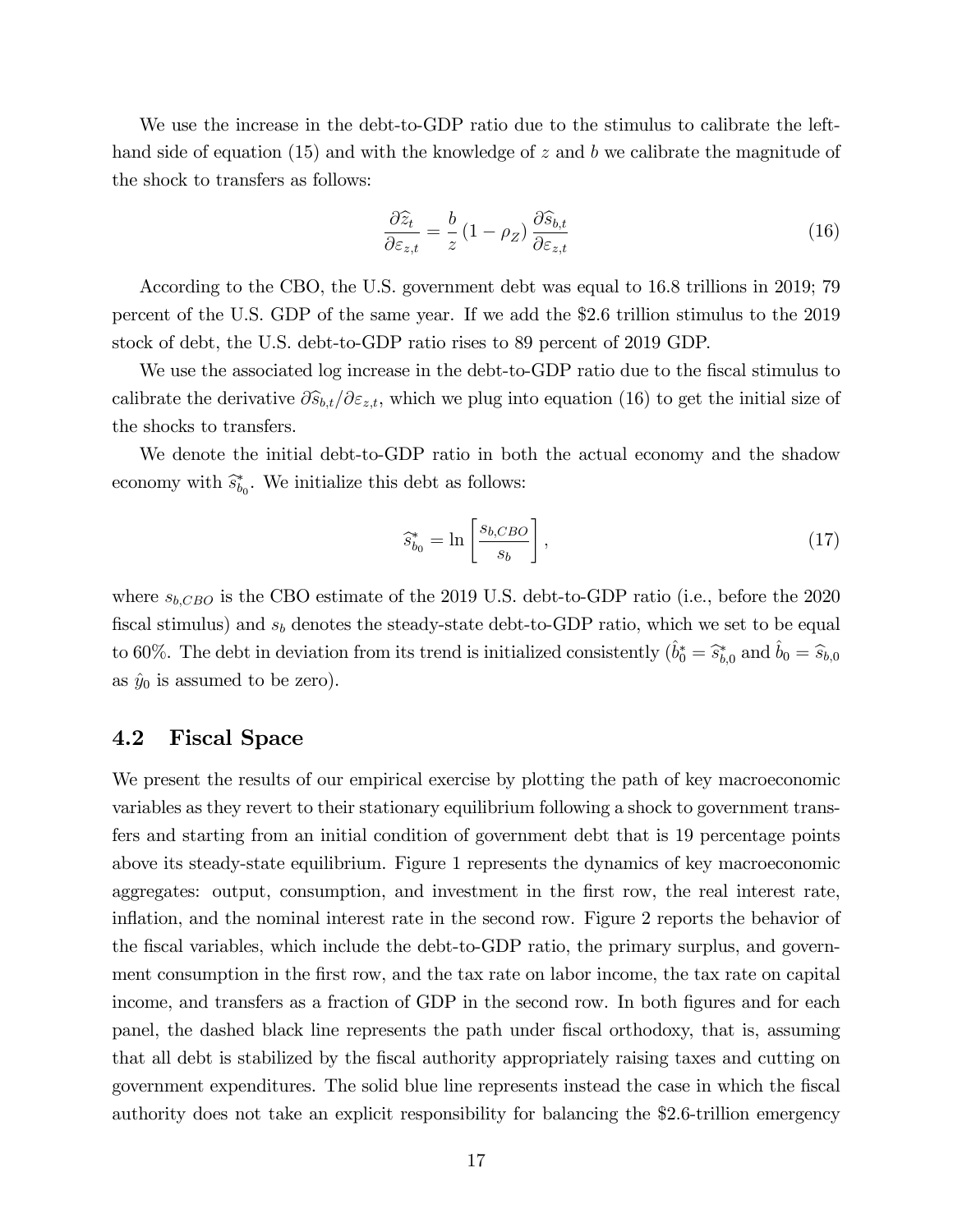We use the increase in the debt-to-GDP ratio due to the stimulus to calibrate the left-hand side of equation (15) and with the knowledge of $z$ and $b$ we calibrate the magnitude of the shock to transfers as follows:

$$\frac{\partial \widehat{z}_t}{\partial \varepsilon_{z,t}} = \frac{b}{z}(1-\rho_Z)\frac{\partial \widehat{s}_{b,t}}{\partial \varepsilon_{z,t}} \tag{16}$$

According to the CBO, the U.S. government debt was equal to 16.8 trillions in 2019; 79 percent of the U.S. GDP of the same year. If we add the \$2.6 trillion stimulus to the 2019 stock of debt, the U.S. debt-to-GDP ratio rises to 89 percent of 2019 GDP.

We use the associated log increase in the debt-to-GDP ratio due to the fiscal stimulus to calibrate the derivative $\partial \widehat{s}_{b,t}/\partial \varepsilon_{z,t}$, which we plug into equation (16) to get the initial size of the shocks to transfers.

We denote the initial debt-to-GDP ratio in both the actual economy and the shadow economy with $\widehat{s}^*_{b_0}$. We initialize this debt as follows:

$$\widehat{s}^*_{b_0} = \ln\left[\frac{s_{b,CBO}}{s_b}\right], \tag{17}$$

where $s_{b,CBO}$ is the CBO estimate of the 2019 U.S. debt-to-GDP ratio (i.e., before the 2020 fiscal stimulus) and $s_b$ denotes the steady-state debt-to-GDP ratio, which we set to be equal to 60%. The debt in deviation from its trend is initialized consistently ($\hat{b}^*_0 = \widehat{s}^*_{b,0}$ and $\hat{b}_0 = \widehat{s}_{b,0}$ as $\hat{y}_0$ is assumed to be zero).

## 4.2 Fiscal Space

We present the results of our empirical exercise by plotting the path of key macroeconomic variables as they revert to their stationary equilibrium following a shock to government transfers and starting from an initial condition of government debt that is 19 percentage points above its steady-state equilibrium. Figure 1 represents the dynamics of key macroeconomic aggregates: output, consumption, and investment in the first row, the real interest rate, inflation, and the nominal interest rate in the second row. Figure 2 reports the behavior of the fiscal variables, which include the debt-to-GDP ratio, the primary surplus, and government consumption in the first row, and the tax rate on labor income, the tax rate on capital income, and transfers as a fraction of GDP in the second row. In both figures and for each panel, the dashed black line represents the path under fiscal orthodoxy, that is, assuming that all debt is stabilized by the fiscal authority appropriately raising taxes and cutting on government expenditures. The solid blue line represents instead the case in which the fiscal authority does not take an explicit responsibility for balancing the \$2.6-trillion emergency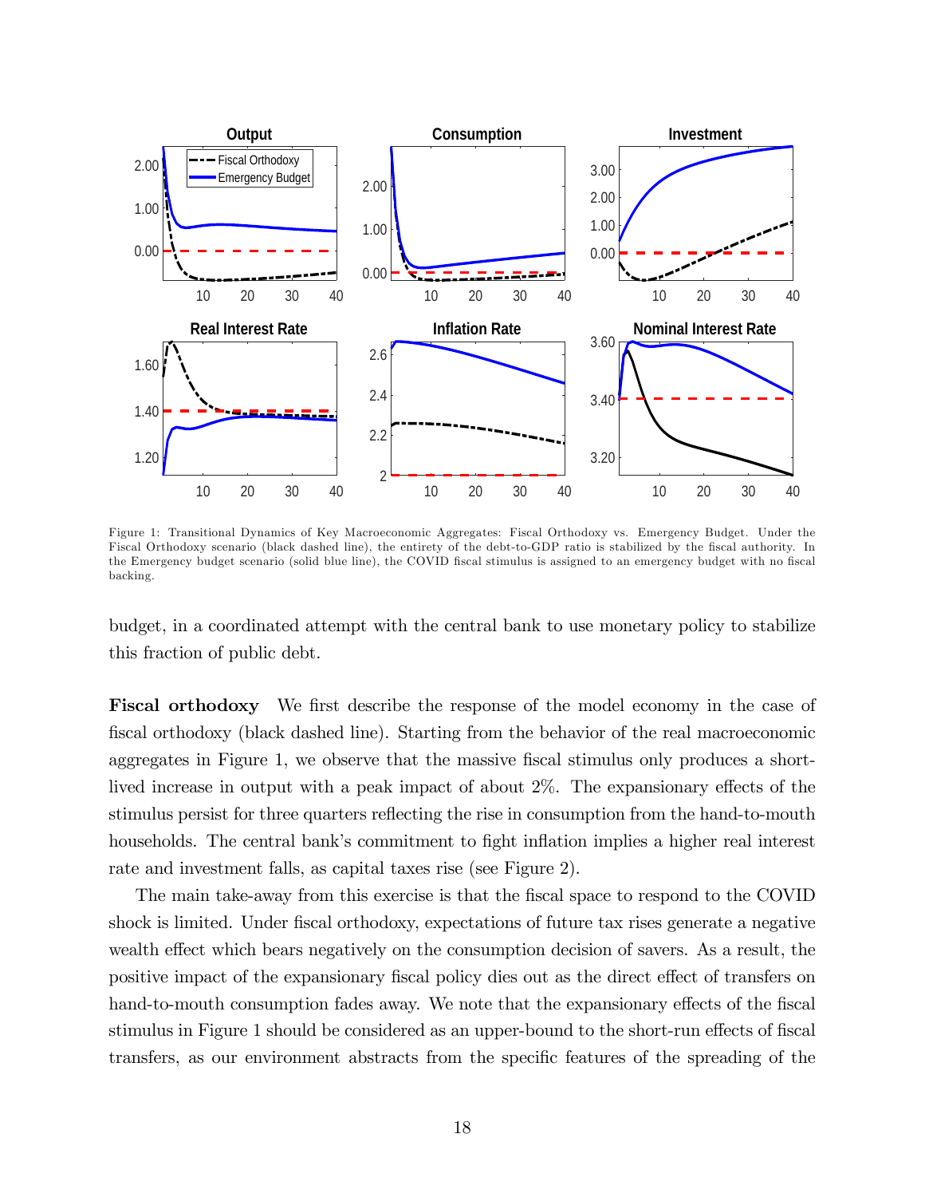Output

Fiscal Orthodoxy

Emergency Budget

2.00
1.00
0.00

10 20 30 40

Consumption

2.00
1.00
0.00

10 20 30 40

Investment

3.00
2.00
1.00
0.00

10 20 30 40

Real Interest Rate

1.60
1.40
1.20

10 20 30 40

Inflation Rate

2.6
2.4
2.2
2

10 20 30 40

Nominal Interest Rate

3.60
3.40
3.20

10 20 30 40

Figure 1: Transitional Dynamics of Key Macroeconomic Aggregates: Fiscal Orthodoxy vs. Emergency Budget. Under the Fiscal Orthodoxy scenario (black dashed line), the entirety of the debt-to-GDP ratio is stabilized by the fiscal authority. In the Emergency budget scenario (solid blue line), the COVID fiscal stimulus is assigned to an emergency budget with no fiscal backing.

budget, in a coordinated attempt with the central bank to use monetary policy to stabilize this fraction of public debt.

**Fiscal orthodoxy** We first describe the response of the model economy in the case of fiscal orthodoxy (black dashed line). Starting from the behavior of the real macroeconomic aggregates in Figure 1, we observe that the massive fiscal stimulus only produces a short-lived increase in output with a peak impact of about 2%. The expansionary effects of the stimulus persist for three quarters reflecting the rise in consumption from the hand-to-mouth households. The central bank's commitment to fight inflation implies a higher real interest rate and investment falls, as capital taxes rise (see Figure 2).

The main take-away from this exercise is that the fiscal space to respond to the COVID shock is limited. Under fiscal orthodoxy, expectations of future tax rises generate a negative wealth effect which bears negatively on the consumption decision of savers. As a result, the positive impact of the expansionary fiscal policy dies out as the direct effect of transfers on hand-to-mouth consumption fades away. We note that the expansionary effects of the fiscal stimulus in Figure 1 should be considered as an upper-bound to the short-run effects of fiscal transfers, as our environment abstracts from the specific features of the spreading of the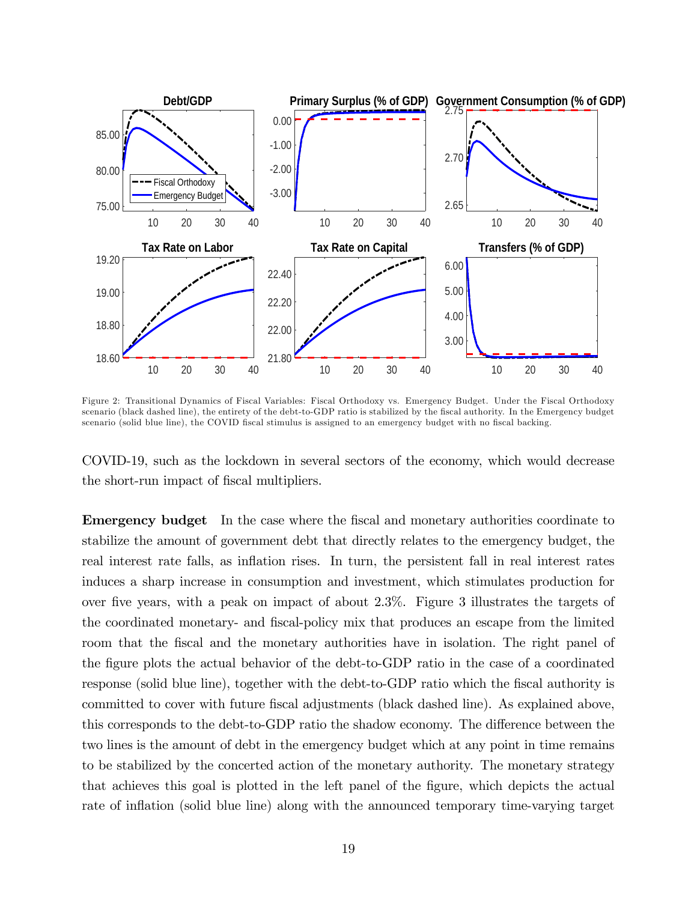Debt/GDP

85.00
80.00
75.00
10 20 30 40

Fiscal Orthodoxy
Emergency Budget

Primary Surplus (% of GDP)

0.00
-1.00
-2.00
-3.00
10 20 30 40

Government Consumption (% of GDP)

2.75
2.70
2.65
10 20 30 40

Tax Rate on Labor

19.20
19.00
18.80
18.60
10 20 30 40

Tax Rate on Capital

22.40
22.20
22.00
21.80
10 20 30 40

Transfers (% of GDP)

6.00
5.00
4.00
3.00
10 20 30 40

Figure 2: Transitional Dynamics of Fiscal Variables: Fiscal Orthodoxy vs. Emergency Budget. Under the Fiscal Orthodoxy scenario (black dashed line), the entirety of the debt-to-GDP ratio is stabilized by the fiscal authority. In the Emergency budget scenario (solid blue line), the COVID fiscal stimulus is assigned to an emergency budget with no fiscal backing.

COVID-19, such as the lockdown in several sectors of the economy, which would decrease the short-run impact of fiscal multipliers.

**Emergency budget** In the case where the fiscal and monetary authorities coordinate to stabilize the amount of government debt that directly relates to the emergency budget, the real interest rate falls, as inflation rises. In turn, the persistent fall in real interest rates induces a sharp increase in consumption and investment, which stimulates production for over five years, with a peak on impact of about 2.3%. Figure 3 illustrates the targets of the coordinated monetary- and fiscal-policy mix that produces an escape from the limited room that the fiscal and the monetary authorities have in isolation. The right panel of the figure plots the actual behavior of the debt-to-GDP ratio in the case of a coordinated response (solid blue line), together with the debt-to-GDP ratio which the fiscal authority is committed to cover with future fiscal adjustments (black dashed line). As explained above, this corresponds to the debt-to-GDP ratio the shadow economy. The difference between the two lines is the amount of debt in the emergency budget which at any point in time remains to be stabilized by the concerted action of the monetary authority. The monetary strategy that achieves this goal is plotted in the left panel of the figure, which depicts the actual rate of inflation (solid blue line) along with the announced temporary time-varying target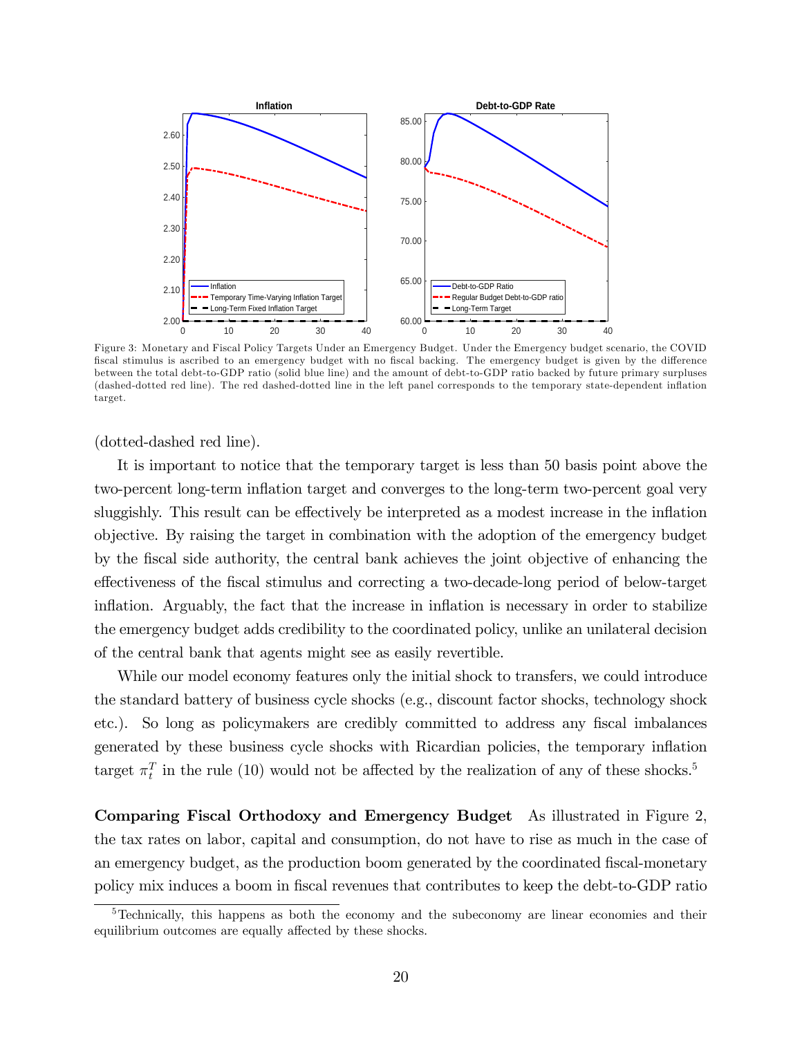Inflation

2.60
2.50
2.40
2.30
2.20
2.10
2.00

0 10 20 30 40

Inflation
Temporary Time-Varying Inflation Target
Long-Term Fixed Inflation Target

Debt-to-GDP Rate

85.00
80.00
75.00
70.00
65.00
60.00

0 10 20 30 40

Debt-to-GDP Ratio
Regular Budget Debt-to-GDP ratio
Long-Term Target

Figure 3: Monetary and Fiscal Policy Targets Under an Emergency Budget. Under the Emergency budget scenario, the COVID fiscal stimulus is ascribed to an emergency budget with no fiscal backing. The emergency budget is given by the difference between the total debt-to-GDP ratio (solid blue line) and the amount of debt-to-GDP ratio backed by future primary surpluses (dashed-dotted red line). The red dashed-dotted line in the left panel corresponds to the temporary state-dependent inflation target.

(dotted-dashed red line).

It is important to notice that the temporary target is less than 50 basis point above the two-percent long-term inflation target and converges to the long-term two-percent goal very sluggishly. This result can be effectively be interpreted as a modest increase in the inflation objective. By raising the target in combination with the adoption of the emergency budget by the fiscal side authority, the central bank achieves the joint objective of enhancing the effectiveness of the fiscal stimulus and correcting a two-decade-long period of below-target inflation. Arguably, the fact that the increase in inflation is necessary in order to stabilize the emergency budget adds credibility to the coordinated policy, unlike an unilateral decision of the central bank that agents might see as easily revertible.

While our model economy features only the initial shock to transfers, we could introduce the standard battery of business cycle shocks (e.g., discount factor shocks, technology shock etc.). So long as policymakers are credibly committed to address any fiscal imbalances generated by these business cycle shocks with Ricardian policies, the temporary inflation target $\pi_t^T$ in the rule (10) would not be affected by the realization of any of these shocks.[5]

**Comparing Fiscal Orthodoxy and Emergency Budget** As illustrated in Figure 2, the tax rates on labor, capital and consumption, do not have to rise as much in the case of an emergency budget, as the production boom generated by the coordinated fiscal-monetary policy mix induces a boom in fiscal revenues that contributes to keep the debt-to-GDP ratio

[5]Technically, this happens as both the economy and the subeconomy are linear economies and their equilibrium outcomes are equally affected by these shocks.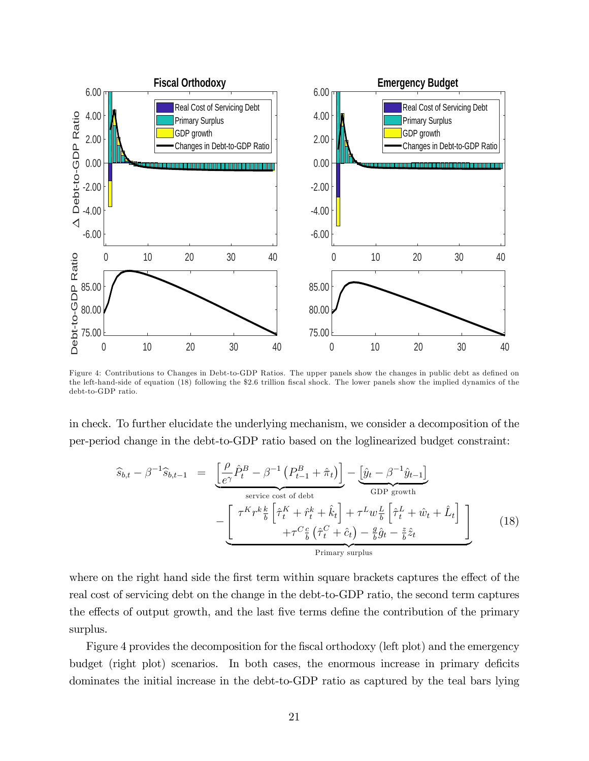Fiscal Orthodoxy

Emergency Budget

Real Cost of Servicing Debt
Primary Surplus
GDP growth
Changes in Debt-to-GDP Ratio

△ Debt-to-GDP Ratio

6.00
4.00
2.00
0.00
-2.00
-4.00
-6.00

0
10
20
30
40

Debt-to-GDP Ratio

85.00
80.00
75.00

0
10
20
30
40

Figure 4: Contributions to Changes in Debt-to-GDP Ratios. The upper panels show the changes in public debt as defined on the left-hand-side of equation (18) following the $2.6 trillion fiscal shock. The lower panels show the implied dynamics of the debt-to-GDP ratio.

in check. To further elucidate the underlying mechanism, we consider a decomposition of the per-period change in the debt-to-GDP ratio based on the loglinearized budget constraint:

$$\widehat{s}_{b,t} - \beta^{-1}\widehat{s}_{b,t-1} = \underbrace{\left[\frac{\rho}{e^{\gamma}}\hat{P}^{B}_{t} - \beta^{-1}\left(P^{B}_{t-1} + \hat{\pi}_{t}\right)\right]}_{\text{service cost of debt}} - \underbrace{\left[\hat{y}_{t} - \beta^{-1}\hat{y}_{t-1}\right]}_{\text{GDP growth}} - \underbrace{\left[\begin{array}{c} \tau^{K} r^{k}\frac{k}{b}\left[\hat{\tau}^{K}_{t} + \hat{r}^{k}_{t} + \hat{k}_{t}\right] + \tau^{L} w\frac{L}{b}\left[\hat{\tau}^{L}_{t} + \hat{w}_{t} + \hat{L}_{t}\right] \\ +\tau^{C}\frac{c}{b}\left(\hat{\tau}^{C}_{t} + \hat{c}_{t}\right) - \frac{g}{b}\hat{g}_{t} - \frac{z}{b}\hat{z}_{t} \end{array}\right]}_{\text{Primary surplus}} \tag{18}$$

where on the right hand side the first term within square brackets captures the effect of the real cost of servicing debt on the change in the debt-to-GDP ratio, the second term captures the effects of output growth, and the last five terms define the contribution of the primary surplus.

Figure 4 provides the decomposition for the fiscal orthodoxy (left plot) and the emergency budget (right plot) scenarios. In both cases, the enormous increase in primary deficits dominates the initial increase in the debt-to-GDP ratio as captured by the teal bars lying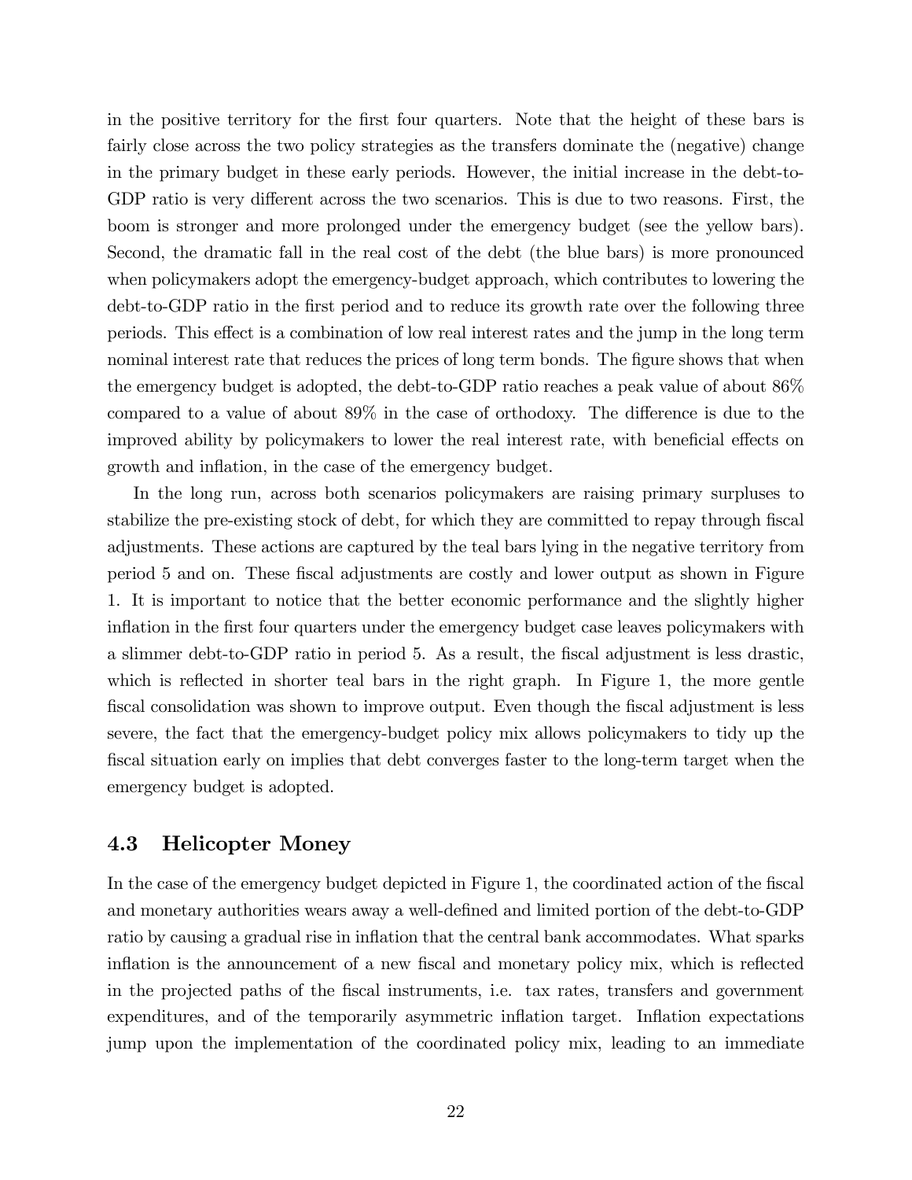in the positive territory for the first four quarters. Note that the height of these bars is fairly close across the two policy strategies as the transfers dominate the (negative) change in the primary budget in these early periods. However, the initial increase in the debt-to-GDP ratio is very different across the two scenarios. This is due to two reasons. First, the boom is stronger and more prolonged under the emergency budget (see the yellow bars). Second, the dramatic fall in the real cost of the debt (the blue bars) is more pronounced when policymakers adopt the emergency-budget approach, which contributes to lowering the debt-to-GDP ratio in the first period and to reduce its growth rate over the following three periods. This effect is a combination of low real interest rates and the jump in the long term nominal interest rate that reduces the prices of long term bonds. The figure shows that when the emergency budget is adopted, the debt-to-GDP ratio reaches a peak value of about 86% compared to a value of about 89% in the case of orthodoxy. The difference is due to the improved ability by policymakers to lower the real interest rate, with beneficial effects on growth and inflation, in the case of the emergency budget.

In the long run, across both scenarios policymakers are raising primary surpluses to stabilize the pre-existing stock of debt, for which they are committed to repay through fiscal adjustments. These actions are captured by the teal bars lying in the negative territory from period 5 and on. These fiscal adjustments are costly and lower output as shown in Figure 1. It is important to notice that the better economic performance and the slightly higher inflation in the first four quarters under the emergency budget case leaves policymakers with a slimmer debt-to-GDP ratio in period 5. As a result, the fiscal adjustment is less drastic, which is reflected in shorter teal bars in the right graph. In Figure 1, the more gentle fiscal consolidation was shown to improve output. Even though the fiscal adjustment is less severe, the fact that the emergency-budget policy mix allows policymakers to tidy up the fiscal situation early on implies that debt converges faster to the long-term target when the emergency budget is adopted.

### 4.3 Helicopter Money

In the case of the emergency budget depicted in Figure 1, the coordinated action of the fiscal and monetary authorities wears away a well-defined and limited portion of the debt-to-GDP ratio by causing a gradual rise in inflation that the central bank accommodates. What sparks inflation is the announcement of a new fiscal and monetary policy mix, which is reflected in the projected paths of the fiscal instruments, i.e. tax rates, transfers and government expenditures, and of the temporarily asymmetric inflation target. Inflation expectations jump upon the implementation of the coordinated policy mix, leading to an immediate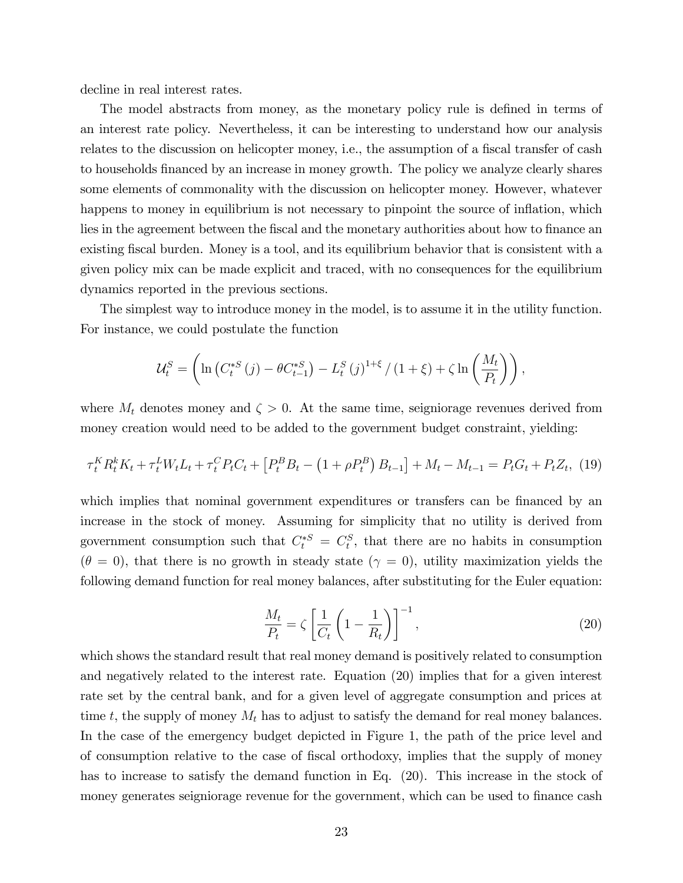decline in real interest rates.

The model abstracts from money, as the monetary policy rule is defined in terms of an interest rate policy. Nevertheless, it can be interesting to understand how our analysis relates to the discussion on helicopter money, i.e., the assumption of a fiscal transfer of cash to households financed by an increase in money growth. The policy we analyze clearly shares some elements of commonality with the discussion on helicopter money. However, whatever happens to money in equilibrium is not necessary to pinpoint the source of inflation, which lies in the agreement between the fiscal and the monetary authorities about how to finance an existing fiscal burden. Money is a tool, and its equilibrium behavior that is consistent with a given policy mix can be made explicit and traced, with no consequences for the equilibrium dynamics reported in the previous sections.

The simplest way to introduce money in the model, is to assume it in the utility function. For instance, we could postulate the function

$$\mathcal{U}_t^S = \left( \ln \left( C_t^{*S}(j) - \theta C_{t-1}^{*S} \right) - L_t^S(j)^{1+\xi} / (1+\xi) + \zeta \ln \left( \frac{M_t}{P_t} \right) \right),$$

where $M_t$ denotes money and $\zeta > 0$. At the same time, seigniorage revenues derived from money creation would need to be added to the government budget constraint, yielding:

$$\tau_t^K R_t^k K_t + \tau_t^L W_t L_t + \tau_t^C P_t C_t + \left[ P_t^B B_t - \left(1 + \rho P_t^B\right) B_{t-1} \right] + M_t - M_{t-1} = P_t G_t + P_t Z_t, \quad (19)$$

which implies that nominal government expenditures or transfers can be financed by an increase in the stock of money. Assuming for simplicity that no utility is derived from government consumption such that $C_t^{*S} = C_t^S$, that there are no habits in consumption ($\theta = 0$), that there is no growth in steady state ($\gamma = 0$), utility maximization yields the following demand function for real money balances, after substituting for the Euler equation:

$$\frac{M_t}{P_t} = \zeta \left[ \frac{1}{C_t} \left( 1 - \frac{1}{R_t} \right) \right]^{-1}, \quad (20)$$

which shows the standard result that real money demand is positively related to consumption and negatively related to the interest rate. Equation (20) implies that for a given interest rate set by the central bank, and for a given level of aggregate consumption and prices at time $t$, the supply of money $M_t$ has to adjust to satisfy the demand for real money balances. In the case of the emergency budget depicted in Figure 1, the path of the price level and of consumption relative to the case of fiscal orthodoxy, implies that the supply of money has to increase to satisfy the demand function in Eq. (20). This increase in the stock of money generates seigniorage revenue for the government, which can be used to finance cash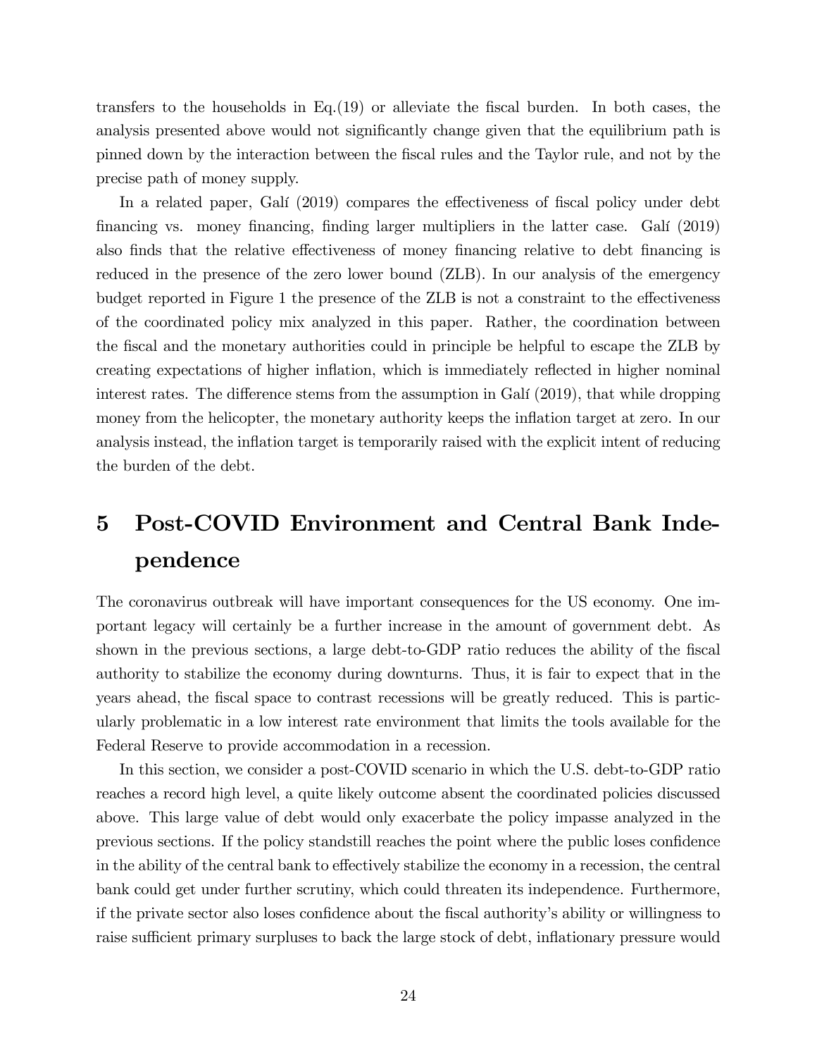transfers to the households in Eq.(19) or alleviate the fiscal burden. In both cases, the analysis presented above would not significantly change given that the equilibrium path is pinned down by the interaction between the fiscal rules and the Taylor rule, and not by the precise path of money supply.

In a related paper, Galí (2019) compares the effectiveness of fiscal policy under debt financing vs. money financing, finding larger multipliers in the latter case. Galí (2019) also finds that the relative effectiveness of money financing relative to debt financing is reduced in the presence of the zero lower bound (ZLB). In our analysis of the emergency budget reported in Figure 1 the presence of the ZLB is not a constraint to the effectiveness of the coordinated policy mix analyzed in this paper. Rather, the coordination between the fiscal and the monetary authorities could in principle be helpful to escape the ZLB by creating expectations of higher inflation, which is immediately reflected in higher nominal interest rates. The difference stems from the assumption in Galí (2019), that while dropping money from the helicopter, the monetary authority keeps the inflation target at zero. In our analysis instead, the inflation target is temporarily raised with the explicit intent of reducing the burden of the debt.

# 5 Post-COVID Environment and Central Bank Independence

The coronavirus outbreak will have important consequences for the US economy. One important legacy will certainly be a further increase in the amount of government debt. As shown in the previous sections, a large debt-to-GDP ratio reduces the ability of the fiscal authority to stabilize the economy during downturns. Thus, it is fair to expect that in the years ahead, the fiscal space to contrast recessions will be greatly reduced. This is particularly problematic in a low interest rate environment that limits the tools available for the Federal Reserve to provide accommodation in a recession.

In this section, we consider a post-COVID scenario in which the U.S. debt-to-GDP ratio reaches a record high level, a quite likely outcome absent the coordinated policies discussed above. This large value of debt would only exacerbate the policy impasse analyzed in the previous sections. If the policy standstill reaches the point where the public loses confidence in the ability of the central bank to effectively stabilize the economy in a recession, the central bank could get under further scrutiny, which could threaten its independence. Furthermore, if the private sector also loses confidence about the fiscal authority's ability or willingness to raise sufficient primary surpluses to back the large stock of debt, inflationary pressure would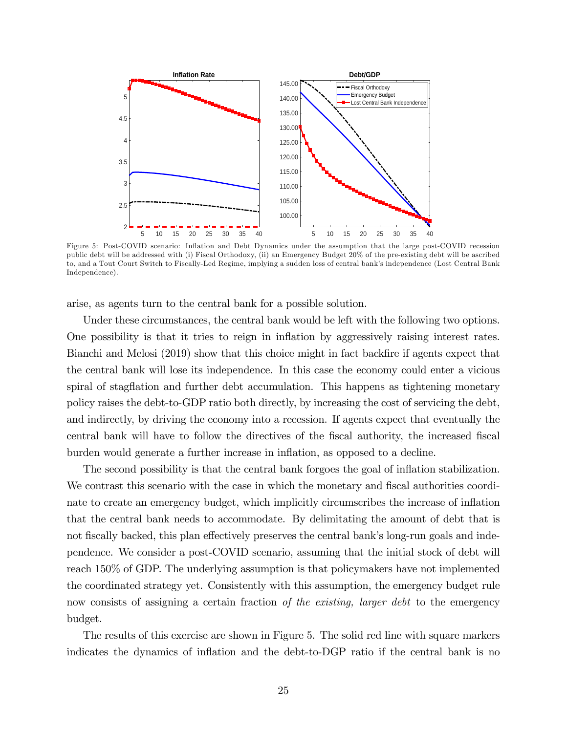Inflation Rate

5

4.5

4

3.5

3

2.5

2

5 10 15 20 25 30 35 40

Debt/GDP

145.00

140.00

135.00

130.00

125.00

120.00

115.00

110.00

105.00

100.00

5 10 15 20 25 30 35 40

Fiscal Orthodoxy

Emergency Budget

Lost Central Bank Independence

Figure 5: Post-COVID scenario: Inflation and Debt Dynamics under the assumption that the large post-COVID recession public debt will be addressed with (i) Fiscal Orthodoxy, (ii) an Emergency Budget 20% of the pre-existing debt will be ascribed to, and a Tout Court Switch to Fiscally-Led Regime, implying a sudden loss of central bank's independence (Lost Central Bank Independence).

arise, as agents turn to the central bank for a possible solution.

Under these circumstances, the central bank would be left with the following two options. One possibility is that it tries to reign in inflation by aggressively raising interest rates. Bianchi and Melosi (2019) show that this choice might in fact backfire if agents expect that the central bank will lose its independence. In this case the economy could enter a vicious spiral of stagflation and further debt accumulation. This happens as tightening monetary policy raises the debt-to-GDP ratio both directly, by increasing the cost of servicing the debt, and indirectly, by driving the economy into a recession. If agents expect that eventually the central bank will have to follow the directives of the fiscal authority, the increased fiscal burden would generate a further increase in inflation, as opposed to a decline.

The second possibility is that the central bank forgoes the goal of inflation stabilization. We contrast this scenario with the case in which the monetary and fiscal authorities coordinate to create an emergency budget, which implicitly circumscribes the increase of inflation that the central bank needs to accommodate. By delimitating the amount of debt that is not fiscally backed, this plan effectively preserves the central bank's long-run goals and independence. We consider a post-COVID scenario, assuming that the initial stock of debt will reach 150% of GDP. The underlying assumption is that policymakers have not implemented the coordinated strategy yet. Consistently with this assumption, the emergency budget rule now consists of assigning a certain fraction *of the existing, larger debt* to the emergency budget.

The results of this exercise are shown in Figure 5. The solid red line with square markers indicates the dynamics of inflation and the debt-to-DGP ratio if the central bank is no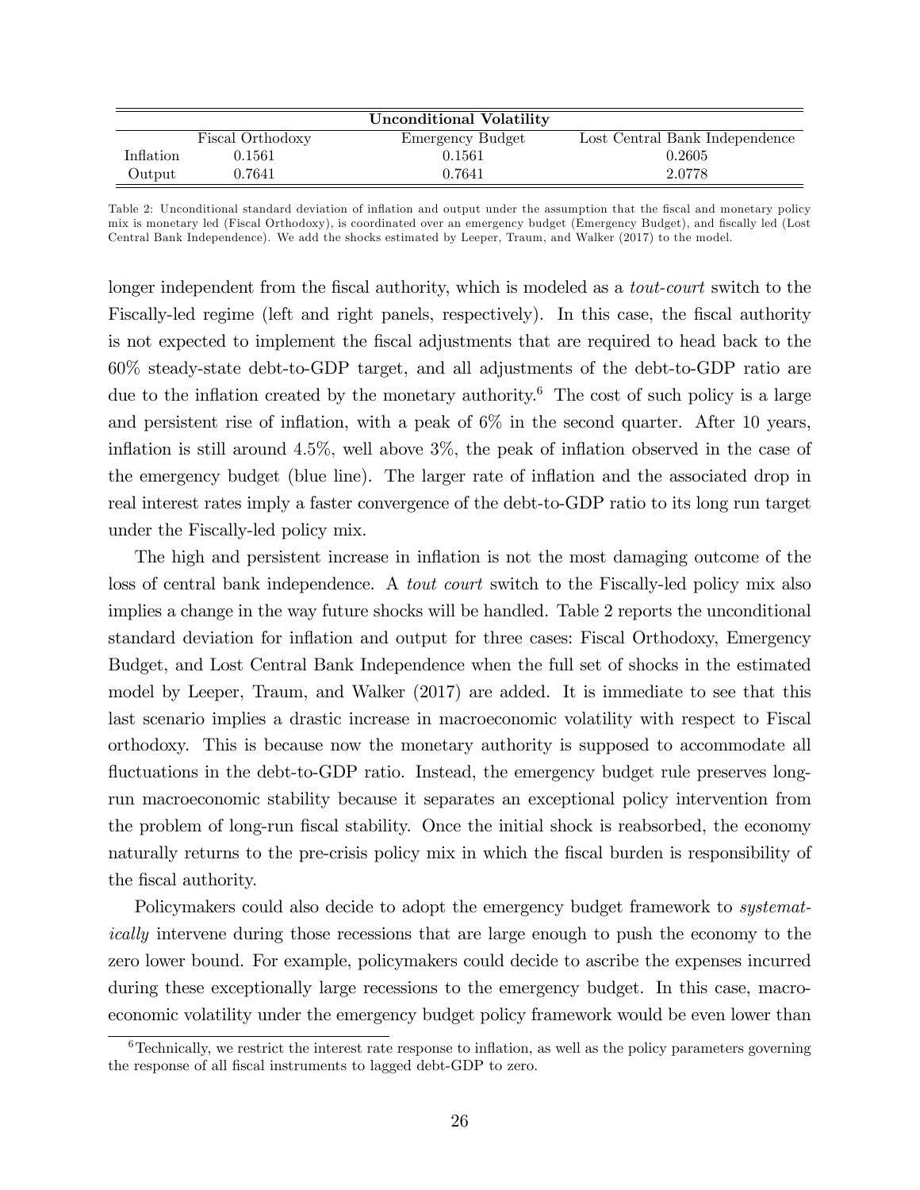| Unconditional Volatility | | | |
|---|---|---|---|
| | Fiscal Orthodoxy | Emergency Budget | Lost Central Bank Independence |
| Inflation | 0.1561 | 0.1561 | 0.2605 |
| Output | 0.7641 | 0.7641 | 2.0778 |

Table 2: Unconditional standard deviation of inflation and output under the assumption that the fiscal and monetary policy mix is monetary led (Fiscal Orthodoxy), is coordinated over an emergency budget (Emergency Budget), and fiscally led (Lost Central Bank Independence). We add the shocks estimated by Leeper, Traum, and Walker (2017) to the model.

longer independent from the fiscal authority, which is modeled as a *tout-court* switch to the Fiscally-led regime (left and right panels, respectively). In this case, the fiscal authority is not expected to implement the fiscal adjustments that are required to head back to the 60% steady-state debt-to-GDP target, and all adjustments of the debt-to-GDP ratio are due to the inflation created by the monetary authority.[6] The cost of such policy is a large and persistent rise of inflation, with a peak of 6% in the second quarter. After 10 years, inflation is still around 4.5%, well above 3%, the peak of inflation observed in the case of the emergency budget (blue line). The larger rate of inflation and the associated drop in real interest rates imply a faster convergence of the debt-to-GDP ratio to its long run target under the Fiscally-led policy mix.

The high and persistent increase in inflation is not the most damaging outcome of the loss of central bank independence. A *tout court* switch to the Fiscally-led policy mix also implies a change in the way future shocks will be handled. Table 2 reports the unconditional standard deviation for inflation and output for three cases: Fiscal Orthodoxy, Emergency Budget, and Lost Central Bank Independence when the full set of shocks in the estimated model by Leeper, Traum, and Walker (2017) are added. It is immediate to see that this last scenario implies a drastic increase in macroeconomic volatility with respect to Fiscal orthodoxy. This is because now the monetary authority is supposed to accommodate all fluctuations in the debt-to-GDP ratio. Instead, the emergency budget rule preserves long-run macroeconomic stability because it separates an exceptional policy intervention from the problem of long-run fiscal stability. Once the initial shock is reabsorbed, the economy naturally returns to the pre-crisis policy mix in which the fiscal burden is responsibility of the fiscal authority.

Policymakers could also decide to adopt the emergency budget framework to *systematically* intervene during those recessions that are large enough to push the economy to the zero lower bound. For example, policymakers could decide to ascribe the expenses incurred during these exceptionally large recessions to the emergency budget. In this case, macroeconomic volatility under the emergency budget policy framework would be even lower than

[6] Technically, we restrict the interest rate response to inflation, as well as the policy parameters governing the response of all fiscal instruments to lagged debt-GDP to zero.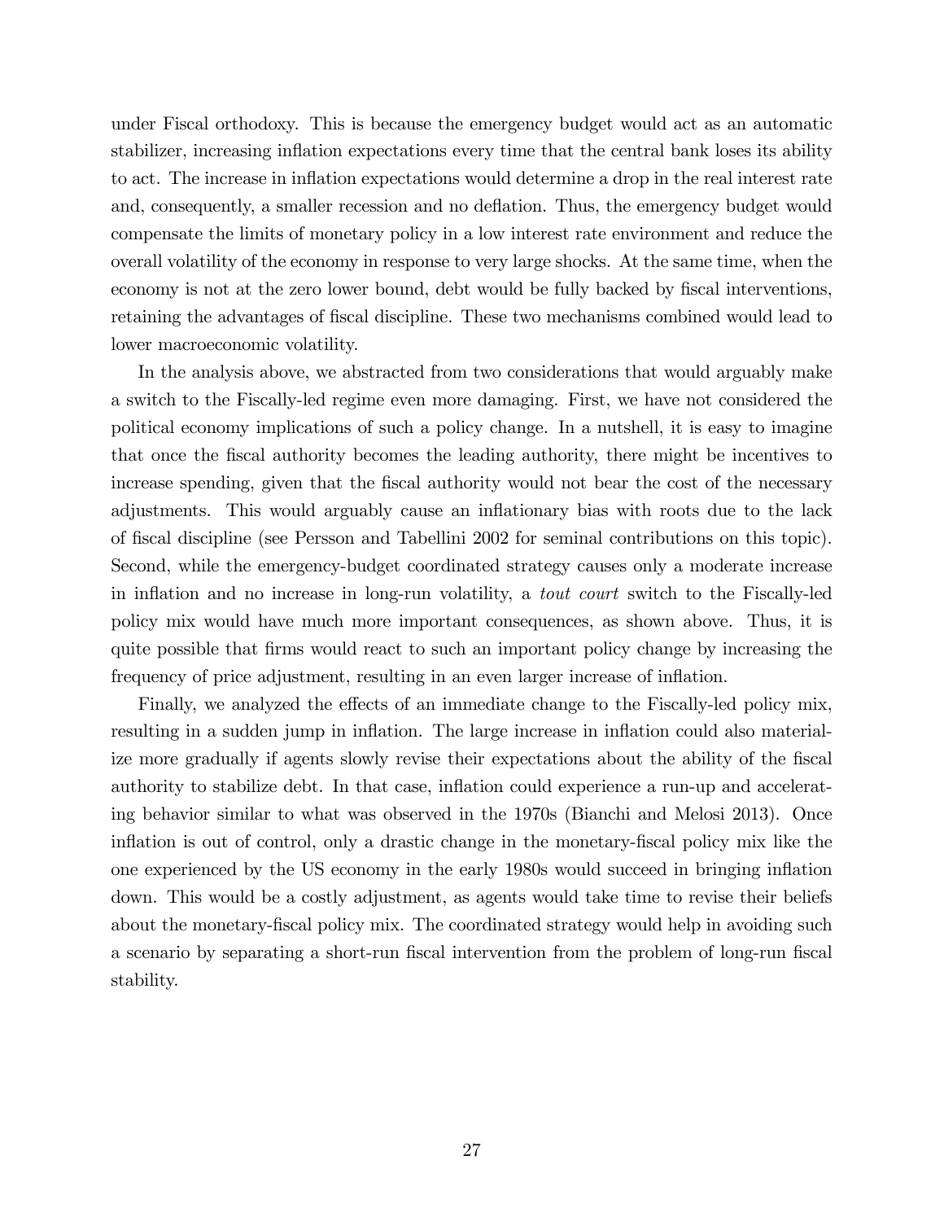under Fiscal orthodoxy. This is because the emergency budget would act as an automatic stabilizer, increasing inflation expectations every time that the central bank loses its ability to act. The increase in inflation expectations would determine a drop in the real interest rate and, consequently, a smaller recession and no deflation. Thus, the emergency budget would compensate the limits of monetary policy in a low interest rate environment and reduce the overall volatility of the economy in response to very large shocks. At the same time, when the economy is not at the zero lower bound, debt would be fully backed by fiscal interventions, retaining the advantages of fiscal discipline. These two mechanisms combined would lead to lower macroeconomic volatility.

In the analysis above, we abstracted from two considerations that would arguably make a switch to the Fiscally-led regime even more damaging. First, we have not considered the political economy implications of such a policy change. In a nutshell, it is easy to imagine that once the fiscal authority becomes the leading authority, there might be incentives to increase spending, given that the fiscal authority would not bear the cost of the necessary adjustments. This would arguably cause an inflationary bias with roots due to the lack of fiscal discipline (see Persson and Tabellini 2002 for seminal contributions on this topic). Second, while the emergency-budget coordinated strategy causes only a moderate increase in inflation and no increase in long-run volatility, a *tout court* switch to the Fiscally-led policy mix would have much more important consequences, as shown above. Thus, it is quite possible that firms would react to such an important policy change by increasing the frequency of price adjustment, resulting in an even larger increase of inflation.

Finally, we analyzed the effects of an immediate change to the Fiscally-led policy mix, resulting in a sudden jump in inflation. The large increase in inflation could also materialize more gradually if agents slowly revise their expectations about the ability of the fiscal authority to stabilize debt. In that case, inflation could experience a run-up and accelerating behavior similar to what was observed in the 1970s (Bianchi and Melosi 2013). Once inflation is out of control, only a drastic change in the monetary-fiscal policy mix like the one experienced by the US economy in the early 1980s would succeed in bringing inflation down. This would be a costly adjustment, as agents would take time to revise their beliefs about the monetary-fiscal policy mix. The coordinated strategy would help in avoiding such a scenario by separating a short-run fiscal intervention from the problem of long-run fiscal stability.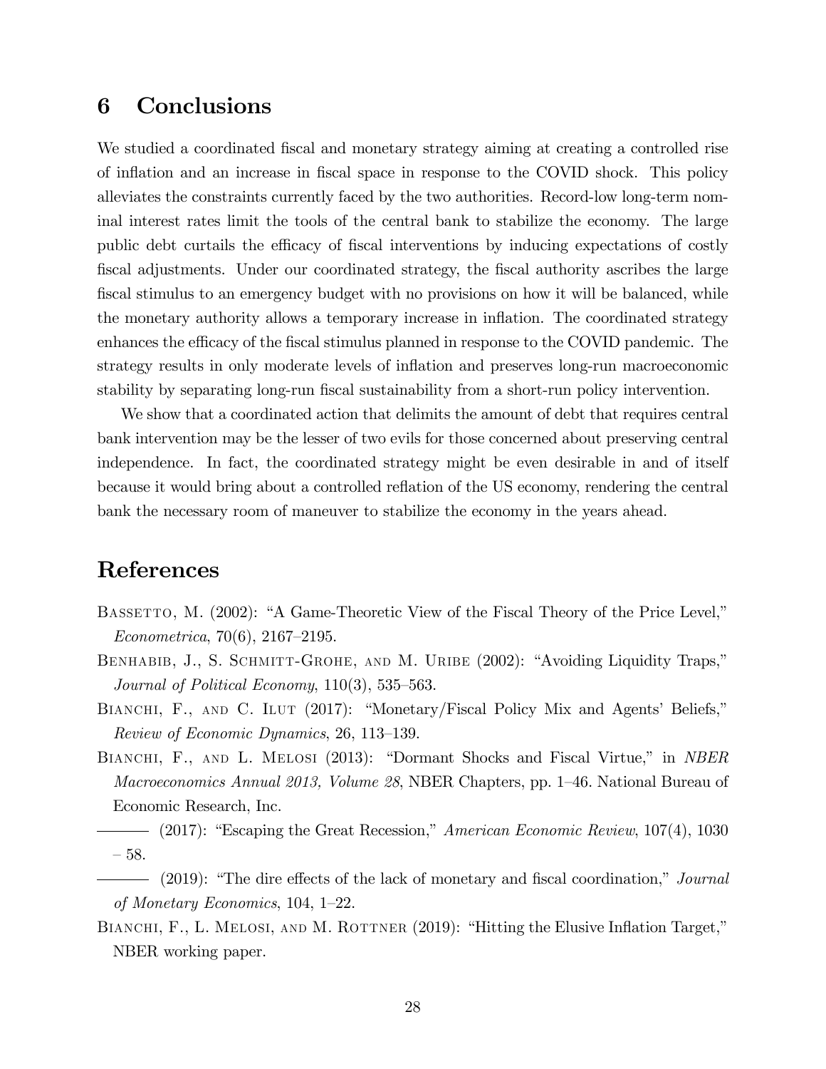## 6 Conclusions

We studied a coordinated fiscal and monetary strategy aiming at creating a controlled rise of inflation and an increase in fiscal space in response to the COVID shock. This policy alleviates the constraints currently faced by the two authorities. Record-low long-term nominal interest rates limit the tools of the central bank to stabilize the economy. The large public debt curtails the efficacy of fiscal interventions by inducing expectations of costly fiscal adjustments. Under our coordinated strategy, the fiscal authority ascribes the large fiscal stimulus to an emergency budget with no provisions on how it will be balanced, while the monetary authority allows a temporary increase in inflation. The coordinated strategy enhances the efficacy of the fiscal stimulus planned in response to the COVID pandemic. The strategy results in only moderate levels of inflation and preserves long-run macroeconomic stability by separating long-run fiscal sustainability from a short-run policy intervention.

We show that a coordinated action that delimits the amount of debt that requires central bank intervention may be the lesser of two evils for those concerned about preserving central independence. In fact, the coordinated strategy might be even desirable in and of itself because it would bring about a controlled reflation of the US economy, rendering the central bank the necessary room of maneuver to stabilize the economy in the years ahead.

## References

Bassetto, M. (2002): "A Game-Theoretic View of the Fiscal Theory of the Price Level," *Econometrica*, 70(6), 2167–2195.

Benhabib, J., S. Schmitt-Grohe, and M. Uribe (2002): "Avoiding Liquidity Traps," *Journal of Political Economy*, 110(3), 535–563.

Bianchi, F., and C. Ilut (2017): "Monetary/Fiscal Policy Mix and Agents' Beliefs," *Review of Economic Dynamics*, 26, 113–139.

Bianchi, F., and L. Melosi (2013): "Dormant Shocks and Fiscal Virtue," in *NBER Macroeconomics Annual 2013, Volume 28*, NBER Chapters, pp. 1–46. National Bureau of Economic Research, Inc.

——— (2017): "Escaping the Great Recession," *American Economic Review*, 107(4), 1030 – 58.

——— (2019): "The dire effects of the lack of monetary and fiscal coordination," *Journal of Monetary Economics*, 104, 1–22.

Bianchi, F., L. Melosi, and M. Rottner (2019): "Hitting the Elusive Inflation Target," NBER working paper.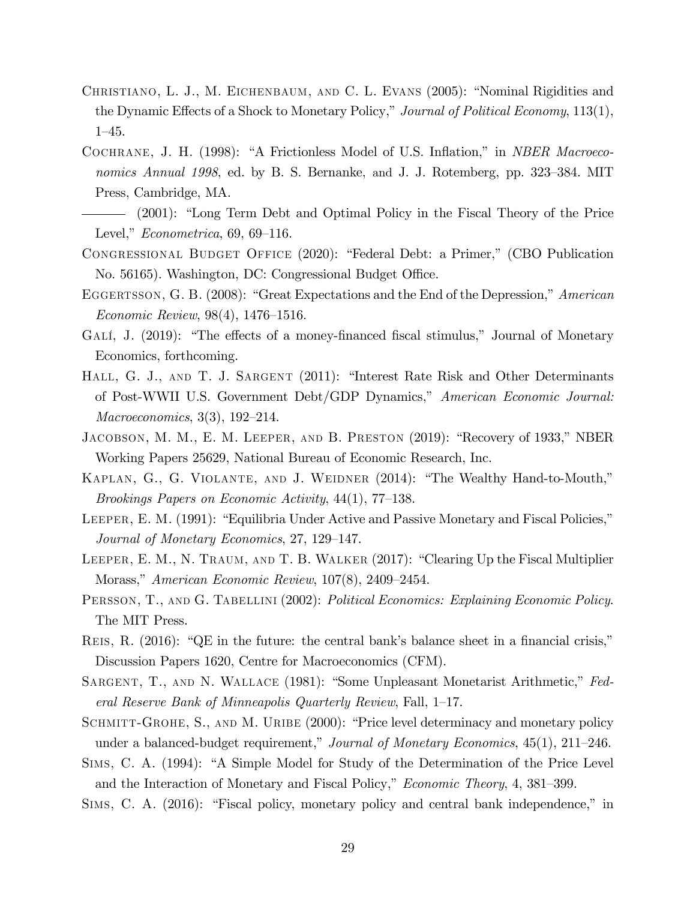Christiano, L. J., M. Eichenbaum, and C. L. Evans (2005): "Nominal Rigidities and the Dynamic Effects of a Shock to Monetary Policy," *Journal of Political Economy*, 113(1), 1–45.

Cochrane, J. H. (1998): "A Frictionless Model of U.S. Inflation," in *NBER Macroeconomics Annual 1998*, ed. by B. S. Bernanke, and J. J. Rotemberg, pp. 323–384. MIT Press, Cambridge, MA.

——— (2001): "Long Term Debt and Optimal Policy in the Fiscal Theory of the Price Level," *Econometrica*, 69, 69–116.

Congressional Budget Office (2020): "Federal Debt: a Primer," (CBO Publication No. 56165). Washington, DC: Congressional Budget Office.

Eggertsson, G. B. (2008): "Great Expectations and the End of the Depression," *American Economic Review*, 98(4), 1476–1516.

Galí, J. (2019): "The effects of a money-financed fiscal stimulus," Journal of Monetary Economics, forthcoming.

Hall, G. J., and T. J. Sargent (2011): "Interest Rate Risk and Other Determinants of Post-WWII U.S. Government Debt/GDP Dynamics," *American Economic Journal: Macroeconomics*, 3(3), 192–214.

Jacobson, M. M., E. M. Leeper, and B. Preston (2019): "Recovery of 1933," NBER Working Papers 25629, National Bureau of Economic Research, Inc.

Kaplan, G., G. Violante, and J. Weidner (2014): "The Wealthy Hand-to-Mouth," *Brookings Papers on Economic Activity*, 44(1), 77–138.

Leeper, E. M. (1991): "Equilibria Under Active and Passive Monetary and Fiscal Policies," *Journal of Monetary Economics*, 27, 129–147.

Leeper, E. M., N. Traum, and T. B. Walker (2017): "Clearing Up the Fiscal Multiplier Morass," *American Economic Review*, 107(8), 2409–2454.

Persson, T., and G. Tabellini (2002): *Political Economics: Explaining Economic Policy*. The MIT Press.

Reis, R. (2016): "QE in the future: the central bank's balance sheet in a financial crisis," Discussion Papers 1620, Centre for Macroeconomics (CFM).

Sargent, T., and N. Wallace (1981): "Some Unpleasant Monetarist Arithmetic," *Federal Reserve Bank of Minneapolis Quarterly Review*, Fall, 1–17.

Schmitt-Grohe, S., and M. Uribe (2000): "Price level determinacy and monetary policy under a balanced-budget requirement," *Journal of Monetary Economics*, 45(1), 211–246.

Sims, C. A. (1994): "A Simple Model for Study of the Determination of the Price Level and the Interaction of Monetary and Fiscal Policy," *Economic Theory*, 4, 381–399.

Sims, C. A. (2016): "Fiscal policy, monetary policy and central bank independence," in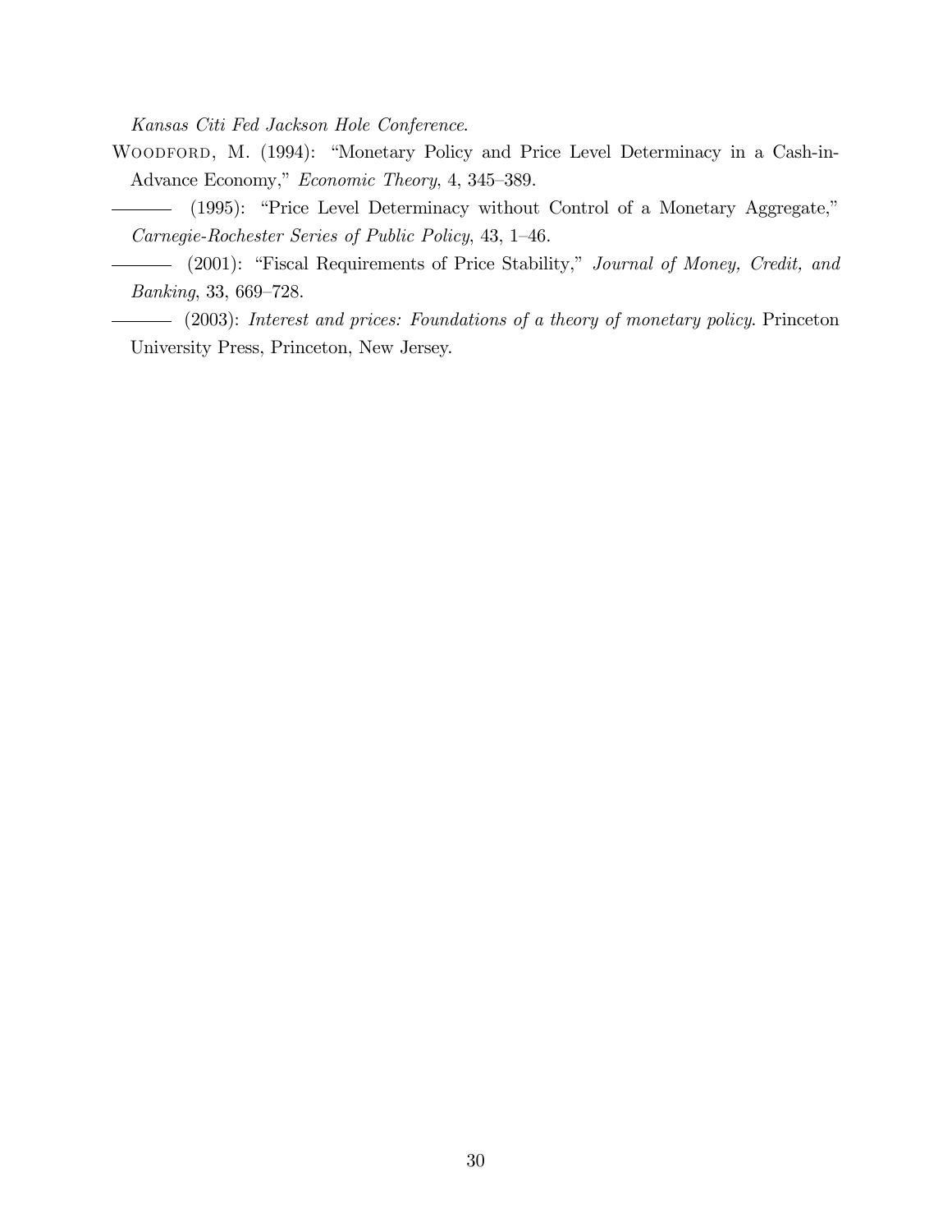*Kansas Citi Fed Jackson Hole Conference*.

Woodford, M. (1994): "Monetary Policy and Price Level Determinacy in a Cash-in-Advance Economy," *Economic Theory*, 4, 345–389.

——— (1995): "Price Level Determinacy without Control of a Monetary Aggregate," *Carnegie-Rochester Series of Public Policy*, 43, 1–46.

——— (2001): "Fiscal Requirements of Price Stability," *Journal of Money, Credit, and Banking*, 33, 669–728.

——— (2003): *Interest and prices: Foundations of a theory of monetary policy*. Princeton University Press, Princeton, New Jersey.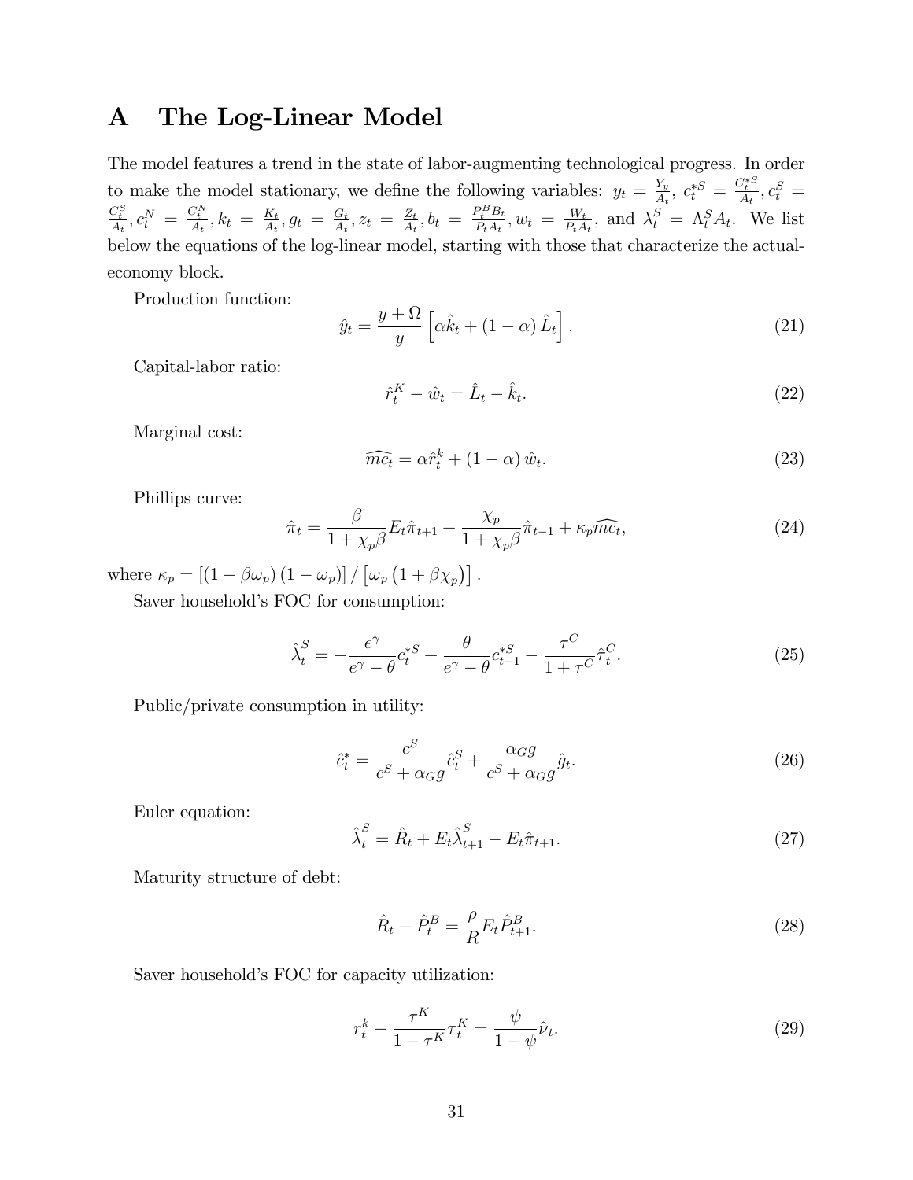# A The Log-Linear Model

The model features a trend in the state of labor-augmenting technological progress. In order to make the model stationary, we define the following variables: $y_t = \frac{Y_y}{A_t}$, $c_t^{*S} = \frac{C_t^{*S}}{A_t}$, $c_t^S = \frac{C_t^S}{A_t}$, $c_t^N = \frac{C_t^N}{A_t}$, $k_t = \frac{K_t}{A_t}$, $g_t = \frac{G_t}{A_t}$, $z_t = \frac{Z_t}{A_t}$, $b_t = \frac{P_t^B B_t}{P_t A_t}$, $w_t = \frac{W_t}{P_t A_t}$, and $\lambda_t^S = \Lambda_t^S A_t$. We list below the equations of the log-linear model, starting with those that characterize the actual-economy block.

Production function:

$$\hat{y}_t = \frac{y+\Omega}{y}\left[\alpha \hat{k}_t + (1-\alpha)\hat{L}_t\right]. \tag{21}$$

Capital-labor ratio:

$$\hat{r}_t^K - \hat{w}_t = \hat{L}_t - \hat{k}_t. \tag{22}$$

Marginal cost:

$$\widehat{mc_t} = \alpha \hat{r}_t^k + (1-\alpha)\hat{w}_t. \tag{23}$$

Phillips curve:

$$\hat{\pi}_t = \frac{\beta}{1+\chi_p\beta}E_t\hat{\pi}_{t+1} + \frac{\chi_p}{1+\chi_p\beta}\hat{\pi}_{t-1} + \kappa_p\widehat{mc_t}, \tag{24}$$

where $\kappa_p = \left[(1-\beta\omega_p)(1-\omega_p)\right] / \left[\omega_p\left(1+\beta\chi_p\right)\right]$.

Saver household's FOC for consumption:

$$\hat{\lambda}_t^S = -\frac{e^\gamma}{e^\gamma-\theta}c_t^{*S} + \frac{\theta}{e^\gamma-\theta}c_{t-1}^{*S} - \frac{\tau^C}{1+\tau^C}\hat{\tau}_t^C. \tag{25}$$

Public/private consumption in utility:

$$\hat{c}_t^* = \frac{c^S}{c^S+\alpha_G g}\hat{c}_t^S + \frac{\alpha_G g}{c^S+\alpha_G g}\hat{g}_t. \tag{26}$$

Euler equation:

$$\hat{\lambda}_t^S = \hat{R}_t + E_t\hat{\lambda}_{t+1}^S - E_t\hat{\pi}_{t+1}. \tag{27}$$

Maturity structure of debt:

$$\hat{R}_t + \hat{P}_t^B = \frac{\rho}{R}E_t\hat{P}_{t+1}^B. \tag{28}$$

Saver household's FOC for capacity utilization:

$$r_t^k - \frac{\tau^K}{1-\tau^K}\tau_t^K = \frac{\psi}{1-\psi}\hat{\nu}_t. \tag{29}$$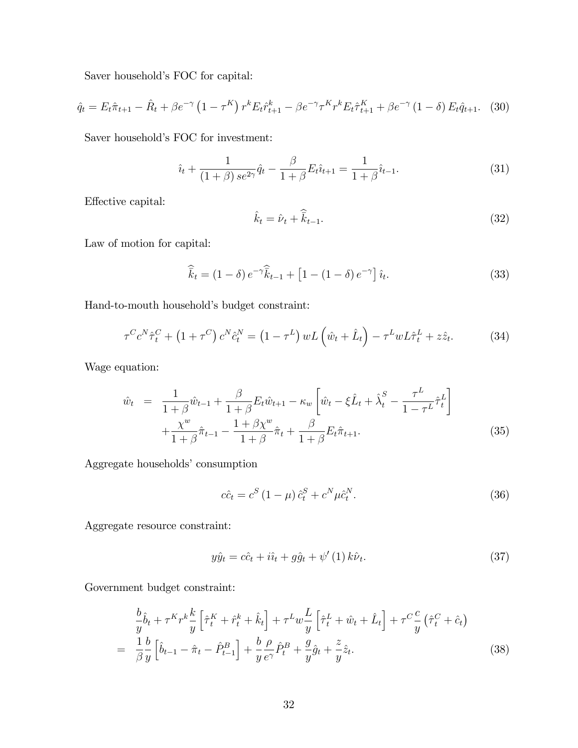Saver household's FOC for capital:

$$\hat{q}_t = E_t\hat{\pi}_{t+1} - \hat{R}_t + \beta e^{-\gamma}\left(1-\tau^K\right) r^k E_t\hat{r}^k_{t+1} - \beta e^{-\gamma}\tau^K r^k E_t\hat{\tau}^K_{t+1} + \beta e^{-\gamma}\left(1-\delta\right) E_t\hat{q}_{t+1}. \quad (30)$$

Saver household's FOC for investment:

$$\hat{\imath}_t + \frac{1}{\left(1+\beta\right) s e^{2\gamma}}\hat{q}_t - \frac{\beta}{1+\beta}E_t\hat{\imath}_{t+1} = \frac{1}{1+\beta}\hat{\imath}_{t-1}. \quad (31)$$

Effective capital:

$$\hat{k}_t = \hat{\nu}_t + \hat{\overline{k}}_{t-1}. \quad (32)$$

Law of motion for capital:

$$\hat{\overline{k}}_t = \left(1-\delta\right) e^{-\gamma}\hat{\overline{k}}_{t-1} + \left[1 - \left(1-\delta\right) e^{-\gamma}\right]\hat{\imath}_t. \quad (33)$$

Hand-to-mouth household's budget constraint:

$$\tau^C c^N \hat{\tau}^C_t + \left(1+\tau^C\right) c^N \hat{c}^N_t = \left(1-\tau^L\right) wL\left(\hat{w}_t + \hat{L}_t\right) - \tau^L wL\hat{\tau}^L_t + z\hat{z}_t. \quad (34)$$

Wage equation:

$$\begin{aligned} \hat{w}_t &= \frac{1}{1+\beta}\hat{w}_{t-1} + \frac{\beta}{1+\beta}E_t\hat{w}_{t+1} - \kappa_w\left[\hat{w}_t - \xi\hat{L}_t + \hat{\lambda}^S_t - \frac{\tau^L}{1-\tau^L}\hat{\tau}^L_t\right] \\ &\quad + \frac{\chi^w}{1+\beta}\hat{\pi}_{t-1} - \frac{1+\beta\chi^w}{1+\beta}\hat{\pi}_t + \frac{\beta}{1+\beta}E_t\hat{\pi}_{t+1}. \end{aligned} \quad (35)$$

Aggregate households' consumption

$$c\hat{c}_t = c^S\left(1-\mu\right)\hat{c}^S_t + c^N\mu\hat{c}^N_t. \quad (36)$$

Aggregate resource constraint:

$$y\hat{y}_t = c\hat{c}_t + i\hat{\imath}_t + g\hat{g}_t + \psi'\left(1\right) k\hat{\nu}_t. \quad (37)$$

Government budget constraint:

$$\begin{aligned} & \frac{b}{y}\hat{b}_t + \tau^K r^k\frac{k}{y}\left[\hat{\tau}^K_t + \hat{r}^k_t + \hat{k}_t\right] + \tau^L w\frac{L}{y}\left[\hat{\tau}^L_t + \hat{w}_t + \hat{L}_t\right] + \tau^C\frac{c}{y}\left(\hat{\tau}^C_t + \hat{c}_t\right) \\ = \ & \frac{1}{\beta}\frac{b}{y}\left[\hat{b}_{t-1} - \hat{\pi}_t - \hat{P}^B_{t-1}\right] + \frac{b}{y}\frac{\rho}{e^{\gamma}}\hat{P}^B_t + \frac{g}{y}\hat{g}_t + \frac{z}{y}\hat{z}_t. \end{aligned} \quad (38)$$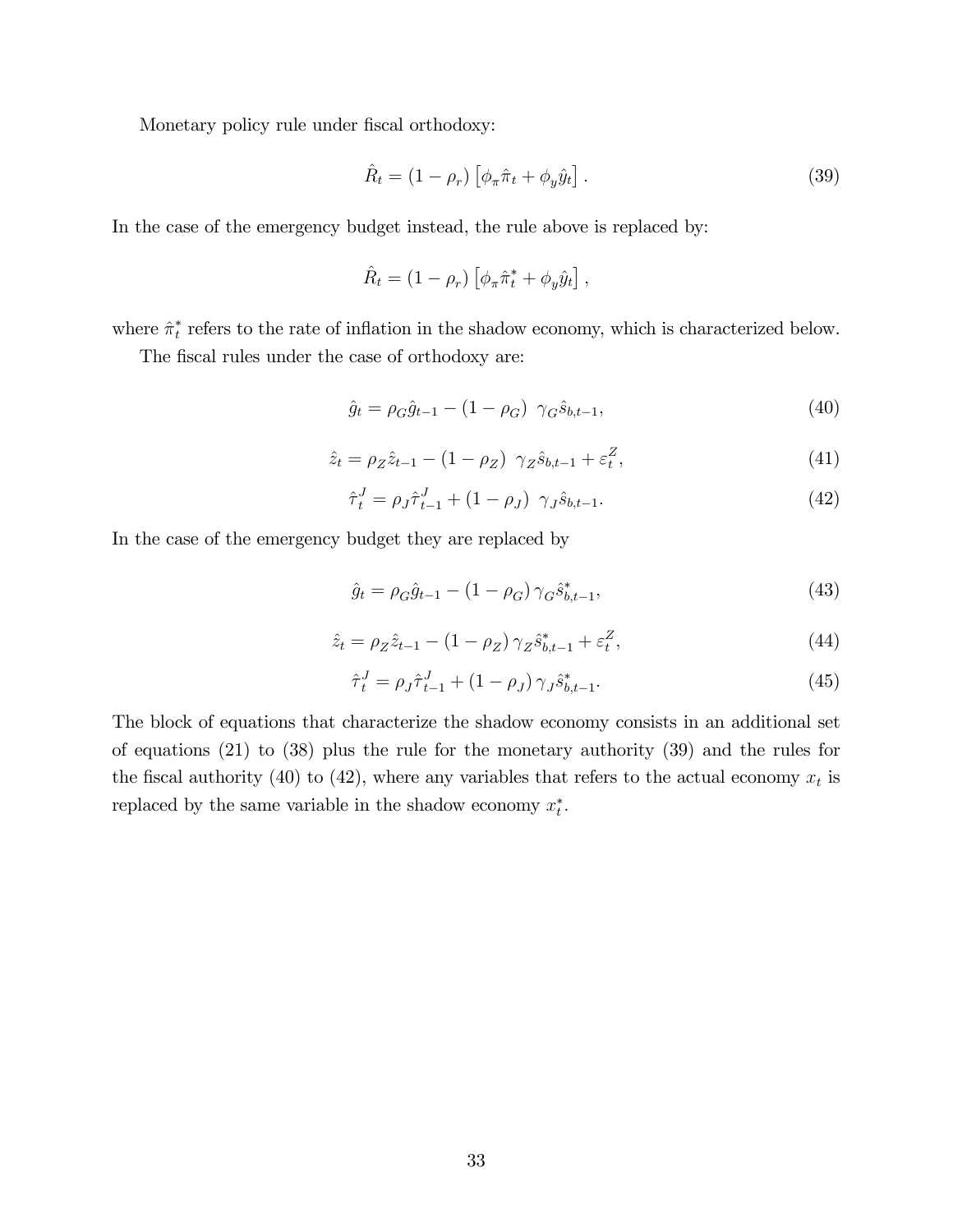Monetary policy rule under fiscal orthodoxy:

$$\hat{R}_t = (1-\rho_r)\left[\phi_\pi \hat{\pi}_t + \phi_y \hat{y}_t\right]. \tag{39}$$

In the case of the emergency budget instead, the rule above is replaced by:

$$\hat{R}_t = (1-\rho_r)\left[\phi_\pi \hat{\pi}_t^* + \phi_y \hat{y}_t\right],$$

where $\hat{\pi}_t^*$ refers to the rate of inflation in the shadow economy, which is characterized below.

The fiscal rules under the case of orthodoxy are:

$$\hat{g}_t = \rho_G \hat{g}_{t-1} - (1-\rho_G)\ \gamma_G \hat{s}_{b,t-1}, \tag{40}$$

$$\hat{z}_t = \rho_Z \hat{z}_{t-1} - (1-\rho_Z)\ \gamma_Z \hat{s}_{b,t-1} + \varepsilon_t^Z, \tag{41}$$

$$\hat{\tau}_t^J = \rho_J \hat{\tau}_{t-1}^J + (1-\rho_J)\ \gamma_J \hat{s}_{b,t-1}. \tag{42}$$

In the case of the emergency budget they are replaced by

$$\hat{g}_t = \rho_G \hat{g}_{t-1} - (1-\rho_G)\,\gamma_G \hat{s}_{b,t-1}^*, \tag{43}$$

$$\hat{z}_t = \rho_Z \hat{z}_{t-1} - (1-\rho_Z)\,\gamma_Z \hat{s}_{b,t-1}^* + \varepsilon_t^Z, \tag{44}$$

$$\hat{\tau}_t^J = \rho_J \hat{\tau}_{t-1}^J + (1-\rho_J)\,\gamma_J \hat{s}_{b,t-1}^*. \tag{45}$$

The block of equations that characterize the shadow economy consists in an additional set of equations (21) to (38) plus the rule for the monetary authority (39) and the rules for the fiscal authority (40) to (42), where any variables that refers to the actual economy $x_t$ is replaced by the same variable in the shadow economy $x_t^*$.